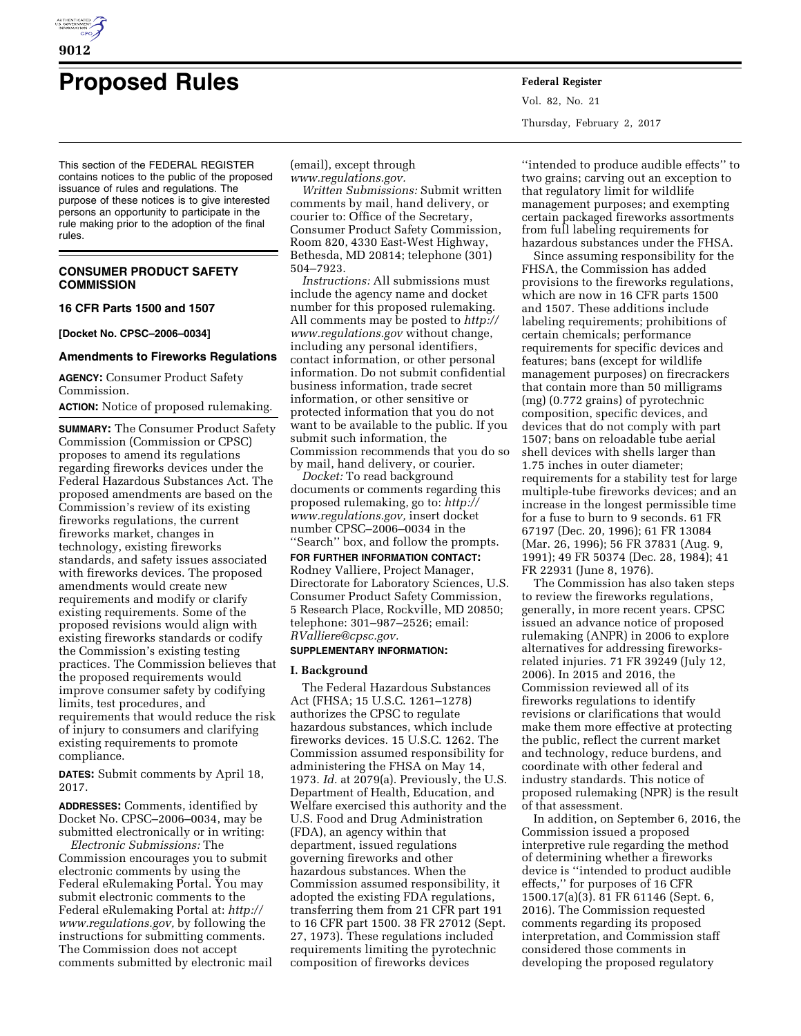# Proposed Rules

This section of the FEDERAL REGISTER contains notices to the public of the proposed issuance of rules and regulations. The purpose of these notices is to give interested persons an opportunity to participate in the rule making prior to the adoption of the final rules.

## CONSUMER PRODUCT SAFETY COMMISSION

### 16 CFR Parts 1500 and 1507

**[Docket No. CPSC–2006–0034]**

### Amendments to Fireworks Regulations

**AGENCY:** Consumer Product Safety Commission.

**ACTION:** Notice of proposed rulemaking.

**SUMMARY:** The Consumer Product Safety Commission (Commission or CPSC) proposes to amend its regulations regarding fireworks devices under the Federal Hazardous Substances Act. The proposed amendments are based on the Commission's review of its existing fireworks regulations, the current fireworks market, changes in technology, existing fireworks standards, and safety issues associated with fireworks devices. The proposed amendments would create new requirements and modify or clarify existing requirements. Some of the proposed revisions would align with existing fireworks standards or codify the Commission's existing testing practices. The Commission believes that the proposed requirements would improve consumer safety by codifying limits, test procedures, and requirements that would reduce the risk of injury to consumers and clarifying existing requirements to promote compliance.

**DATES:** Submit comments by April 18, 2017.

**ADDRESSES:** Comments, identified by Docket No. CPSC–2006–0034, may be submitted electronically or in writing:

*Electronic Submissions:* The Commission encourages you to submit electronic comments by using the Federal eRulemaking Portal. You may submit electronic comments to the Federal eRulemaking Portal at: *http://www.regulations.gov,* by following the instructions for submitting comments. The Commission does not accept comments submitted by electronic mail (email), except through *www.regulations.gov.*

*Written Submissions:* Submit written comments by mail, hand delivery, or courier to: Office of the Secretary, Consumer Product Safety Commission, Room 820, 4330 East-West Highway, Bethesda, MD 20814; telephone (301) 504–7923.

*Instructions:* All submissions must include the agency name and docket number for this proposed rulemaking. All comments may be posted to *http://www.regulations.gov* without change, including any personal identifiers, contact information, or other personal information. Do not submit confidential business information, trade secret information, or other sensitive or protected information that you do not want to be available to the public. If you submit such information, the Commission recommends that you do so by mail, hand delivery, or courier.

*Docket:* To read background documents or comments regarding this proposed rulemaking, go to: *http://www.regulations.gov,* insert docket number CPSC–2006–0034 in the ''Search'' box, and follow the prompts.

**FOR FURTHER INFORMATION CONTACT:** Rodney Valliere, Project Manager, Directorate for Laboratory Sciences, U.S. Consumer Product Safety Commission, 5 Research Place, Rockville, MD 20850; telephone: 301–987–2526; email: *RValliere@cpsc.gov.*

**SUPPLEMENTARY INFORMATION:**

## I. Background

The Federal Hazardous Substances Act (FHSA; 15 U.S.C. 1261–1278) authorizes the CPSC to regulate hazardous substances, which include fireworks devices. 15 U.S.C. 1262. The Commission assumed responsibility for administering the FHSA on May 14, 1973. *Id.* at 2079(a). Previously, the U.S. Department of Health, Education, and Welfare exercised this authority and the U.S. Food and Drug Administration (FDA), an agency within that department, issued regulations governing fireworks and other hazardous substances. When the Commission assumed responsibility, it adopted the existing FDA regulations, transferring them from 21 CFR part 191 to 16 CFR part 1500. 38 FR 27012 (Sept. 27, 1973). These regulations included requirements limiting the pyrotechnic composition of fireworks devices ''intended to produce audible effects'' to two grains; carving out an exception to that regulatory limit for wildlife management purposes; and exempting certain packaged fireworks assortments from full labeling requirements for hazardous substances under the FHSA.

Since assuming responsibility for the FHSA, the Commission has added provisions to the fireworks regulations, which are now in 16 CFR parts 1500 and 1507. These additions include labeling requirements; prohibitions of certain chemicals; performance requirements for specific devices and features; bans (except for wildlife management purposes) on firecrackers that contain more than 50 milligrams (mg) (0.772 grains) of pyrotechnic composition, specific devices, and devices that do not comply with part 1507; bans on reloadable tube aerial shell devices with shells larger than 1.75 inches in outer diameter; requirements for a stability test for large multiple-tube fireworks devices; and an increase in the longest permissible time for a fuse to burn to 9 seconds. 61 FR 67197 (Dec. 20, 1996); 61 FR 13084 (Mar. 26, 1996); 56 FR 37831 (Aug. 9, 1991); 49 FR 50374 (Dec. 28, 1984); 41 FR 22931 (June 8, 1976).

The Commission has also taken steps to review the fireworks regulations, generally, in more recent years. CPSC issued an advance notice of proposed rulemaking (ANPR) in 2006 to explore alternatives for addressing fireworks-related injuries. 71 FR 39249 (July 12, 2006). In 2015 and 2016, the Commission reviewed all of its fireworks regulations to identify revisions or clarifications that would make them more effective at protecting the public, reflect the current market and technology, reduce burdens, and coordinate with other federal and industry standards. This notice of proposed rulemaking (NPR) is the result of that assessment.

In addition, on September 6, 2016, the Commission issued a proposed interpretive rule regarding the method of determining whether a fireworks device is ''intended to product audible effects,'' for purposes of 16 CFR 1500.17(a)(3). 81 FR 61146 (Sept. 6, 2016). The Commission requested comments regarding its proposed interpretation, and Commission staff considered those comments in developing the proposed regulatory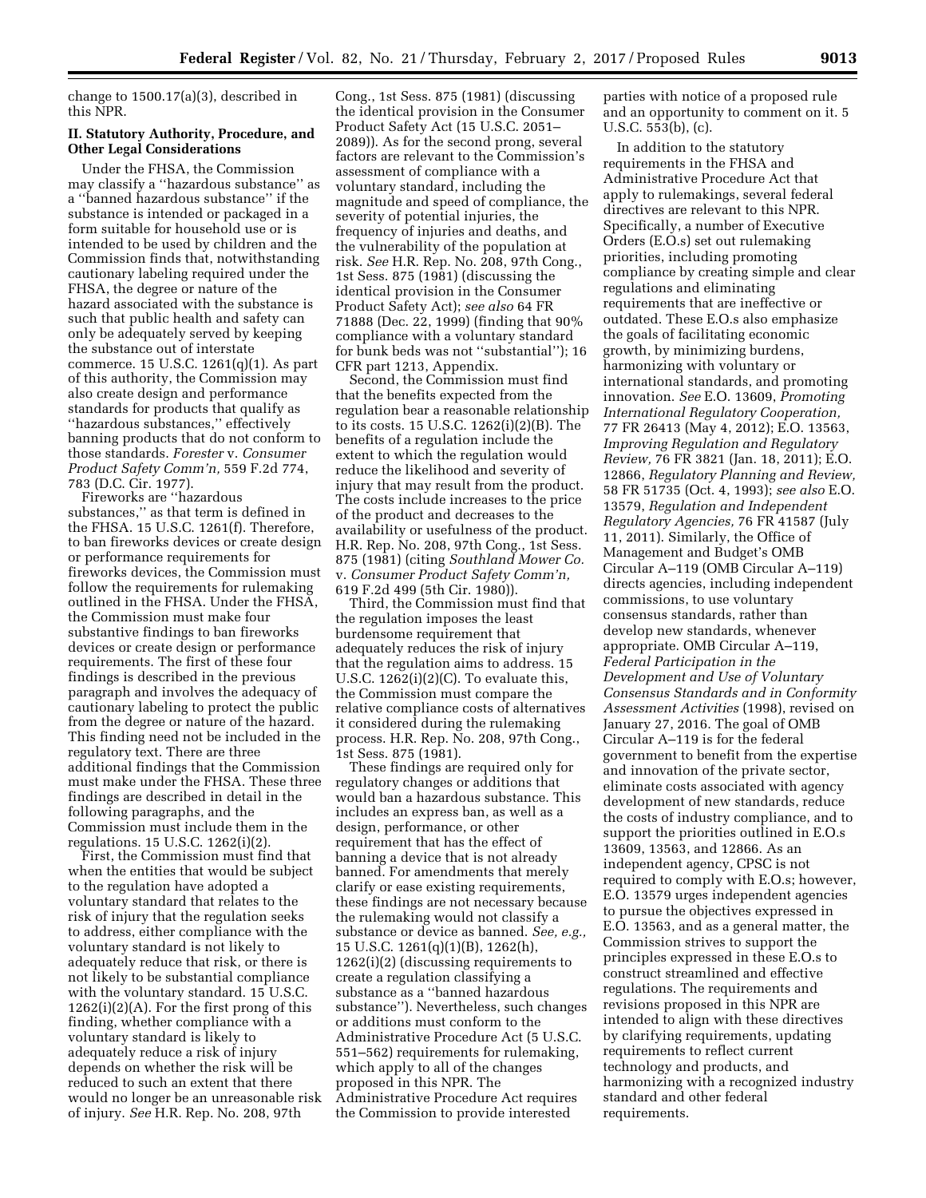change to 1500.17(a)(3), described in this NPR.

## II. Statutory Authority, Procedure, and Other Legal Considerations

Under the FHSA, the Commission may classify a ''hazardous substance'' as a ''banned hazardous substance'' if the substance is intended or packaged in a form suitable for household use or is intended to be used by children and the Commission finds that, notwithstanding cautionary labeling required under the FHSA, the degree or nature of the hazard associated with the substance is such that public health and safety can only be adequately served by keeping the substance out of interstate commerce. 15 U.S.C. 1261(q)(1). As part of this authority, the Commission may also create design and performance standards for products that qualify as ''hazardous substances,'' effectively banning products that do not conform to those standards. *Forester* v. *Consumer Product Safety Comm'n,* 559 F.2d 774, 783 (D.C. Cir. 1977).

Fireworks are ''hazardous substances,'' as that term is defined in the FHSA. 15 U.S.C. 1261(f). Therefore, to ban fireworks devices or create design or performance requirements for fireworks devices, the Commission must follow the requirements for rulemaking outlined in the FHSA. Under the FHSA, the Commission must make four substantive findings to ban fireworks devices or create design or performance requirements. The first of these four findings is described in the previous paragraph and involves the adequacy of cautionary labeling to protect the public from the degree or nature of the hazard. This finding need not be included in the regulatory text. There are three additional findings that the Commission must make under the FHSA. These three findings are described in detail in the following paragraphs, and the Commission must include them in the regulations. 15 U.S.C. 1262(i)(2).

First, the Commission must find that when the entities that would be subject to the regulation have adopted a voluntary standard that relates to the risk of injury that the regulation seeks to address, either compliance with the voluntary standard is not likely to adequately reduce that risk, or there is not likely to be substantial compliance with the voluntary standard. 15 U.S.C. 1262(i)(2)(A). For the first prong of this finding, whether compliance with a voluntary standard is likely to adequately reduce a risk of injury depends on whether the risk will be reduced to such an extent that there would no longer be an unreasonable risk of injury. *See* H.R. Rep. No. 208, 97th Cong., 1st Sess. 875 (1981) (discussing the identical provision in the Consumer Product Safety Act (15 U.S.C. 2051–2089)). As for the second prong, several factors are relevant to the Commission's assessment of compliance with a voluntary standard, including the magnitude and speed of compliance, the severity of potential injuries, the frequency of injuries and deaths, and the vulnerability of the population at risk. *See* H.R. Rep. No. 208, 97th Cong., 1st Sess. 875 (1981) (discussing the identical provision in the Consumer Product Safety Act); *see also* 64 FR 71888 (Dec. 22, 1999) (finding that 90% compliance with a voluntary standard for bunk beds was not ''substantial''); 16 CFR part 1213, Appendix.

Second, the Commission must find that the benefits expected from the regulation bear a reasonable relationship to its costs. 15 U.S.C. 1262(i)(2)(B). The benefits of a regulation include the extent to which the regulation would reduce the likelihood and severity of injury that may result from the product. The costs include increases to the price of the product and decreases to the availability or usefulness of the product. H.R. Rep. No. 208, 97th Cong., 1st Sess. 875 (1981) (citing *Southland Mower Co.* v. *Consumer Product Safety Comm'n,* 619 F.2d 499 (5th Cir. 1980)).

Third, the Commission must find that the regulation imposes the least burdensome requirement that adequately reduces the risk of injury that the regulation aims to address. 15 U.S.C. 1262(i)(2)(C). To evaluate this, the Commission must compare the relative compliance costs of alternatives it considered during the rulemaking process. H.R. Rep. No. 208, 97th Cong., 1st Sess. 875 (1981).

These findings are required only for regulatory changes or additions that would ban a hazardous substance. This includes an express ban, as well as a design, performance, or other requirement that has the effect of banning a device that is not already banned. For amendments that merely clarify or ease existing requirements, these findings are not necessary because the rulemaking would not classify a substance or device as banned. *See, e.g.,* 15 U.S.C. 1261(q)(1)(B), 1262(h), 1262(i)(2) (discussing requirements to create a regulation classifying a substance as a ''banned hazardous substance''). Nevertheless, such changes or additions must conform to the Administrative Procedure Act (5 U.S.C. 551–562) requirements for rulemaking, which apply to all of the changes proposed in this NPR. The Administrative Procedure Act requires the Commission to provide interested parties with notice of a proposed rule and an opportunity to comment on it. 5 U.S.C. 553(b), (c).

In addition to the statutory requirements in the FHSA and Administrative Procedure Act that apply to rulemakings, several federal directives are relevant to this NPR. Specifically, a number of Executive Orders (E.O.s) set out rulemaking priorities, including promoting compliance by creating simple and clear regulations and eliminating requirements that are ineffective or outdated. These E.O.s also emphasize the goals of facilitating economic growth, by minimizing burdens, harmonizing with voluntary or international standards, and promoting innovation. *See* E.O. 13609, *Promoting International Regulatory Cooperation,* 77 FR 26413 (May 4, 2012); E.O. 13563, *Improving Regulation and Regulatory Review,* 76 FR 3821 (Jan. 18, 2011); E.O. 12866, *Regulatory Planning and Review,* 58 FR 51735 (Oct. 4, 1993); *see also* E.O. 13579, *Regulation and Independent Regulatory Agencies,* 76 FR 41587 (July 11, 2011). Similarly, the Office of Management and Budget's OMB Circular A–119 (OMB Circular A–119) directs agencies, including independent commissions, to use voluntary consensus standards, rather than develop new standards, whenever appropriate. OMB Circular A–119, *Federal Participation in the Development and Use of Voluntary Consensus Standards and in Conformity Assessment Activities* (1998), revised on January 27, 2016. The goal of OMB Circular A–119 is for the federal government to benefit from the expertise and innovation of the private sector, eliminate costs associated with agency development of new standards, reduce the costs of industry compliance, and to support the priorities outlined in E.O.s 13609, 13563, and 12866. As an independent agency, CPSC is not required to comply with E.O.s; however, E.O. 13579 urges independent agencies to pursue the objectives expressed in E.O. 13563, and as a general matter, the Commission strives to support the principles expressed in these E.O.s to construct streamlined and effective regulations. The requirements and revisions proposed in this NPR are intended to align with these directives by clarifying requirements, updating requirements to reflect current technology and products, and harmonizing with a recognized industry standard and other federal requirements.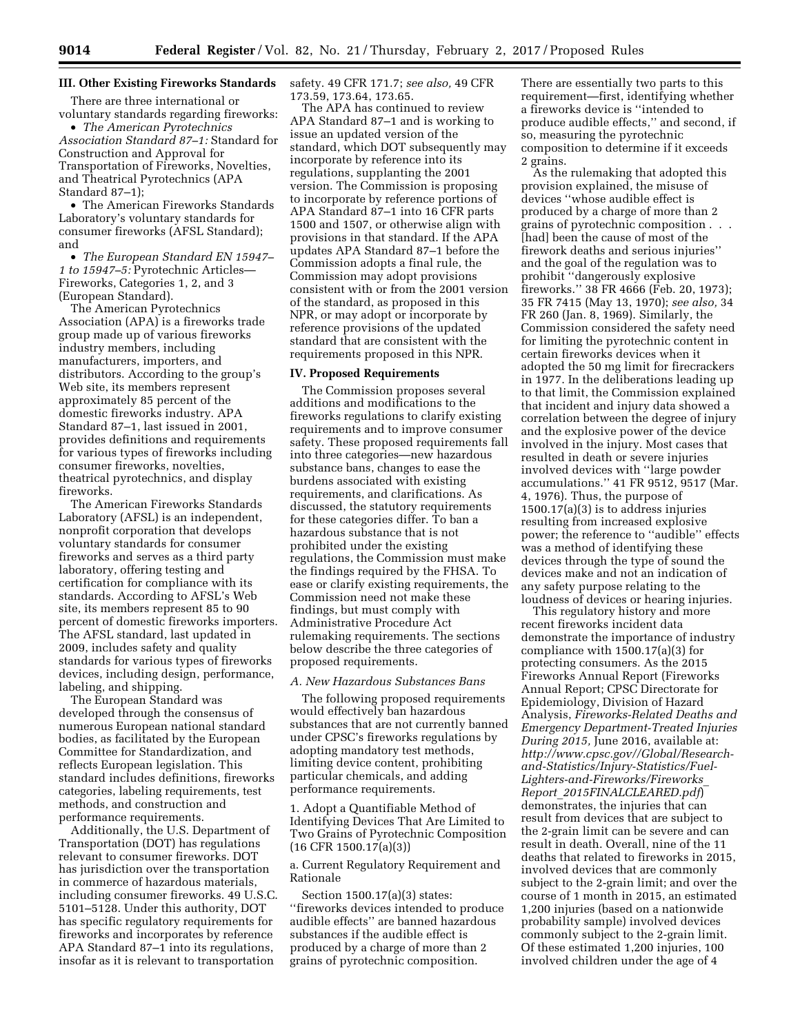## III. Other Existing Fireworks Standards

There are three international or voluntary standards regarding fireworks:

- *The American Pyrotechnics Association Standard 87–1:* Standard for Construction and Approval for Transportation of Fireworks, Novelties, and Theatrical Pyrotechnics (APA Standard 87–1);
- The American Fireworks Standards Laboratory's voluntary standards for consumer fireworks (AFSL Standard); and
- *The European Standard EN 15947–1 to 15947–5:* Pyrotechnic Articles—Fireworks, Categories 1, 2, and 3 (European Standard).

The American Pyrotechnics Association (APA) is a fireworks trade group made up of various fireworks industry members, including manufacturers, importers, and distributors. According to the group's Web site, its members represent approximately 85 percent of the domestic fireworks industry. APA Standard 87–1, last issued in 2001, provides definitions and requirements for various types of fireworks including consumer fireworks, novelties, theatrical pyrotechnics, and display fireworks.

The American Fireworks Standards Laboratory (AFSL) is an independent, nonprofit corporation that develops voluntary standards for consumer fireworks and serves as a third party laboratory, offering testing and certification for compliance with its standards. According to AFSL's Web site, its members represent 85 to 90 percent of domestic fireworks importers. The AFSL standard, last updated in 2009, includes safety and quality standards for various types of fireworks devices, including design, performance, labeling, and shipping.

The European Standard was developed through the consensus of numerous European national standard bodies, as facilitated by the European Committee for Standardization, and reflects European legislation. This standard includes definitions, fireworks categories, labeling requirements, test methods, and construction and performance requirements.

Additionally, the U.S. Department of Transportation (DOT) has regulations relevant to consumer fireworks. DOT has jurisdiction over the transportation in commerce of hazardous materials, including consumer fireworks. 49 U.S.C. 5101–5128. Under this authority, DOT has specific regulatory requirements for fireworks and incorporates by reference APA Standard 87–1 into its regulations, insofar as it is relevant to transportation safety. 49 CFR 171.7; *see also,* 49 CFR 173.59, 173.64, 173.65.

The APA has continued to review APA Standard 87–1 and is working to issue an updated version of the standard, which DOT subsequently may incorporate by reference into its regulations, supplanting the 2001 version. The Commission is proposing to incorporate by reference portions of APA Standard 87–1 into 16 CFR parts 1500 and 1507, or otherwise align with provisions in that standard. If the APA updates APA Standard 87–1 before the Commission adopts a final rule, the Commission may adopt provisions consistent with or from the 2001 version of the standard, as proposed in this NPR, or may adopt or incorporate by reference provisions of the updated standard that are consistent with the requirements proposed in this NPR.

## IV. Proposed Requirements

The Commission proposes several additions and modifications to the fireworks regulations to clarify existing requirements and to improve consumer safety. These proposed requirements fall into three categories—new hazardous substance bans, changes to ease the burdens associated with existing requirements, and clarifications. As discussed, the statutory requirements for these categories differ. To ban a hazardous substance that is not prohibited under the existing regulations, the Commission must make the findings required by the FHSA. To ease or clarify existing requirements, the Commission need not make these findings, but must comply with Administrative Procedure Act rulemaking requirements. The sections below describe the three categories of proposed requirements.

### *A. New Hazardous Substances Bans*

The following proposed requirements would effectively ban hazardous substances that are not currently banned under CPSC's fireworks regulations by adopting mandatory test methods, limiting device content, prohibiting particular chemicals, and adding performance requirements.

#### 1. Adopt a Quantifiable Method of Identifying Devices That Are Limited to Two Grains of Pyrotechnic Composition (16 CFR 1500.17(a)(3))

a. Current Regulatory Requirement and Rationale

Section 1500.17(a)(3) states: ''fireworks devices intended to produce audible effects'' are banned hazardous substances if the audible effect is produced by a charge of more than 2 grains of pyrotechnic composition. There are essentially two parts to this requirement—first, identifying whether a fireworks device is ''intended to produce audible effects,'' and second, if so, measuring the pyrotechnic composition to determine if it exceeds 2 grains.

As the rulemaking that adopted this provision explained, the misuse of devices ''whose audible effect is produced by a charge of more than 2 grains of pyrotechnic composition . . . [had] been the cause of most of the firework deaths and serious injuries'' and the goal of the regulation was to prohibit ''dangerously explosive fireworks.'' 38 FR 4666 (Feb. 20, 1973); 35 FR 7415 (May 13, 1970); *see also,* 34 FR 260 (Jan. 8, 1969). Similarly, the Commission considered the safety need for limiting the pyrotechnic content in certain fireworks devices when it adopted the 50 mg limit for firecrackers in 1977. In the deliberations leading up to that limit, the Commission explained that incident and injury data showed a correlation between the degree of injury and the explosive power of the device involved in the injury. Most cases that resulted in death or severe injuries involved devices with ''large powder accumulations.'' 41 FR 9512, 9517 (Mar. 4, 1976). Thus, the purpose of 1500.17(a)(3) is to address injuries resulting from increased explosive power; the reference to ''audible'' effects was a method of identifying these devices through the type of sound the devices make and not an indication of any safety purpose relating to the loudness of devices or hearing injuries.

This regulatory history and more recent fireworks incident data demonstrate the importance of industry compliance with 1500.17(a)(3) for protecting consumers. As the 2015 Fireworks Annual Report (Fireworks Annual Report; CPSC Directorate for Epidemiology, Division of Hazard Analysis, *Fireworks-Related Deaths and Emergency Department-Treated Injuries During 2015,* June 2016, available at: *http://www.cpsc.gov//Global/Research-and-Statistics/Injury-Statistics/Fuel-Lighters-and-Fireworks/Fireworks_Report_2015FINALCLEARED.pdf*) demonstrates, the injuries that can result from devices that are subject to the 2-grain limit can be severe and can result in death. Overall, nine of the 11 deaths that related to fireworks in 2015, involved devices that are commonly subject to the 2-grain limit; and over the course of 1 month in 2015, an estimated 1,200 injuries (based on a nationwide probability sample) involved devices commonly subject to the 2-grain limit. Of these estimated 1,200 injuries, 100 involved children under the age of 4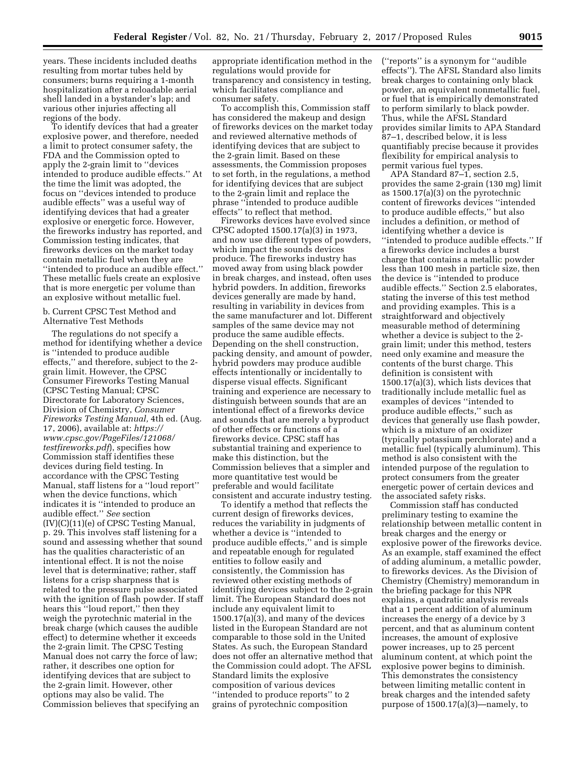years. These incidents included deaths resulting from mortar tubes held by consumers; burns requiring a 1-month hospitalization after a reloadable aerial shell landed in a bystander's lap; and various other injuries affecting all regions of the body.

To identify devices that had a greater explosive power, and therefore, needed a limit to protect consumer safety, the FDA and the Commission opted to apply the 2-grain limit to ''devices intended to produce audible effects.'' At the time the limit was adopted, the focus on ''devices intended to produce audible effects'' was a useful way of identifying devices that had a greater explosive or energetic force. However, the fireworks industry has reported, and Commission testing indicates, that fireworks devices on the market today contain metallic fuel when they are ''intended to produce an audible effect.'' These metallic fuels create an explosive that is more energetic per volume than an explosive without metallic fuel.

b. Current CPSC Test Method and Alternative Test Methods

The regulations do not specify a method for identifying whether a device is ''intended to produce audible effects,'' and therefore, subject to the 2-grain limit. However, the CPSC Consumer Fireworks Testing Manual (CPSC Testing Manual; CPSC Directorate for Laboratory Sciences, Division of Chemistry, *Consumer Fireworks Testing Manual,* 4th ed. (Aug. 17, 2006), available at: *https://www.cpsc.gov/PageFiles/121068/testfireworks.pdf*), specifies how Commission staff identifies these devices during field testing. In accordance with the CPSC Testing Manual, staff listens for a ''loud report'' when the device functions, which indicates it is ''intended to produce an audible effect.'' *See* section (IV)(C)(11)(e) of CPSC Testing Manual, p. 29. This involves staff listening for a sound and assessing whether that sound has the qualities characteristic of an intentional effect. It is not the noise level that is determinative; rather, staff listens for a crisp sharpness that is related to the pressure pulse associated with the ignition of flash powder. If staff hears this ''loud report,'' then they weigh the pyrotechnic material in the break charge (which causes the audible effect) to determine whether it exceeds the 2-grain limit. The CPSC Testing Manual does not carry the force of law; rather, it describes one option for identifying devices that are subject to the 2-grain limit. However, other options may also be valid. The Commission believes that specifying an appropriate identification method in the regulations would provide for transparency and consistency in testing, which facilitates compliance and consumer safety.

To accomplish this, Commission staff has considered the makeup and design of fireworks devices on the market today and reviewed alternative methods of identifying devices that are subject to the 2-grain limit. Based on these assessments, the Commission proposes to set forth, in the regulations, a method for identifying devices that are subject to the 2-grain limit and replace the phrase ''intended to produce audible effects'' to reflect that method.

Fireworks devices have evolved since CPSC adopted 1500.17(a)(3) in 1973, and now use different types of powders, which impact the sounds devices produce. The fireworks industry has moved away from using black powder in break charges, and instead, often uses hybrid powders. In addition, fireworks devices generally are made by hand, resulting in variability in devices from the same manufacturer and lot. Different samples of the same device may not produce the same audible effects. Depending on the shell construction, packing density, and amount of powder, hybrid powders may produce audible effects intentionally or incidentally to disperse visual effects. Significant training and experience are necessary to distinguish between sounds that are an intentional effect of a fireworks device and sounds that are merely a byproduct of other effects or functions of a fireworks device. CPSC staff has substantial training and experience to make this distinction, but the Commission believes that a simpler and more quantitative test would be preferable and would facilitate consistent and accurate industry testing.

To identify a method that reflects the current design of fireworks devices, reduces the variability in judgments of whether a device is ''intended to produce audible effects,'' and is simple and repeatable enough for regulated entities to follow easily and consistently, the Commission has reviewed other existing methods of identifying devices subject to the 2-grain limit. The European Standard does not include any equivalent limit to 1500.17(a)(3), and many of the devices listed in the European Standard are not comparable to those sold in the United States. As such, the European Standard does not offer an alternative method that the Commission could adopt. The AFSL Standard limits the explosive composition of various devices ''intended to produce reports'' to 2 grains of pyrotechnic composition (''reports'' is a synonym for ''audible effects''). The AFSL Standard also limits break charges to containing only black powder, an equivalent nonmetallic fuel, or fuel that is empirically demonstrated to perform similarly to black powder. Thus, while the AFSL Standard provides similar limits to APA Standard 87–1, described below, it is less quantifiably precise because it provides flexibility for empirical analysis to permit various fuel types.

APA Standard 87–1, section 2.5, provides the same 2-grain (130 mg) limit as 1500.17(a)(3) on the pyrotechnic content of fireworks devices ''intended to produce audible effects,'' but also includes a definition, or method of identifying whether a device is ''intended to produce audible effects.'' If a fireworks device includes a burst charge that contains a metallic powder less than 100 mesh in particle size, then the device is ''intended to produce audible effects.'' Section 2.5 elaborates, stating the inverse of this test method and providing examples. This is a straightforward and objectively measurable method of determining whether a device is subject to the 2-grain limit; under this method, testers need only examine and measure the contents of the burst charge. This definition is consistent with 1500.17(a)(3), which lists devices that traditionally include metallic fuel as examples of devices ''intended to produce audible effects,'' such as devices that generally use flash powder, which is a mixture of an oxidizer (typically potassium perchlorate) and a metallic fuel (typically aluminum). This method is also consistent with the intended purpose of the regulation to protect consumers from the greater energetic power of certain devices and the associated safety risks.

Commission staff has conducted preliminary testing to examine the relationship between metallic content in break charges and the energy or explosive power of the fireworks device. As an example, staff examined the effect of adding aluminum, a metallic powder, to fireworks devices. As the Division of Chemistry (Chemistry) memorandum in the briefing package for this NPR explains, a quadratic analysis reveals that a 1 percent addition of aluminum increases the energy of a device by 3 percent, and that as aluminum content increases, the amount of explosive power increases, up to 25 percent aluminum content, at which point the explosive power begins to diminish. This demonstrates the consistency between limiting metallic content in break charges and the intended safety purpose of 1500.17(a)(3)—namely, to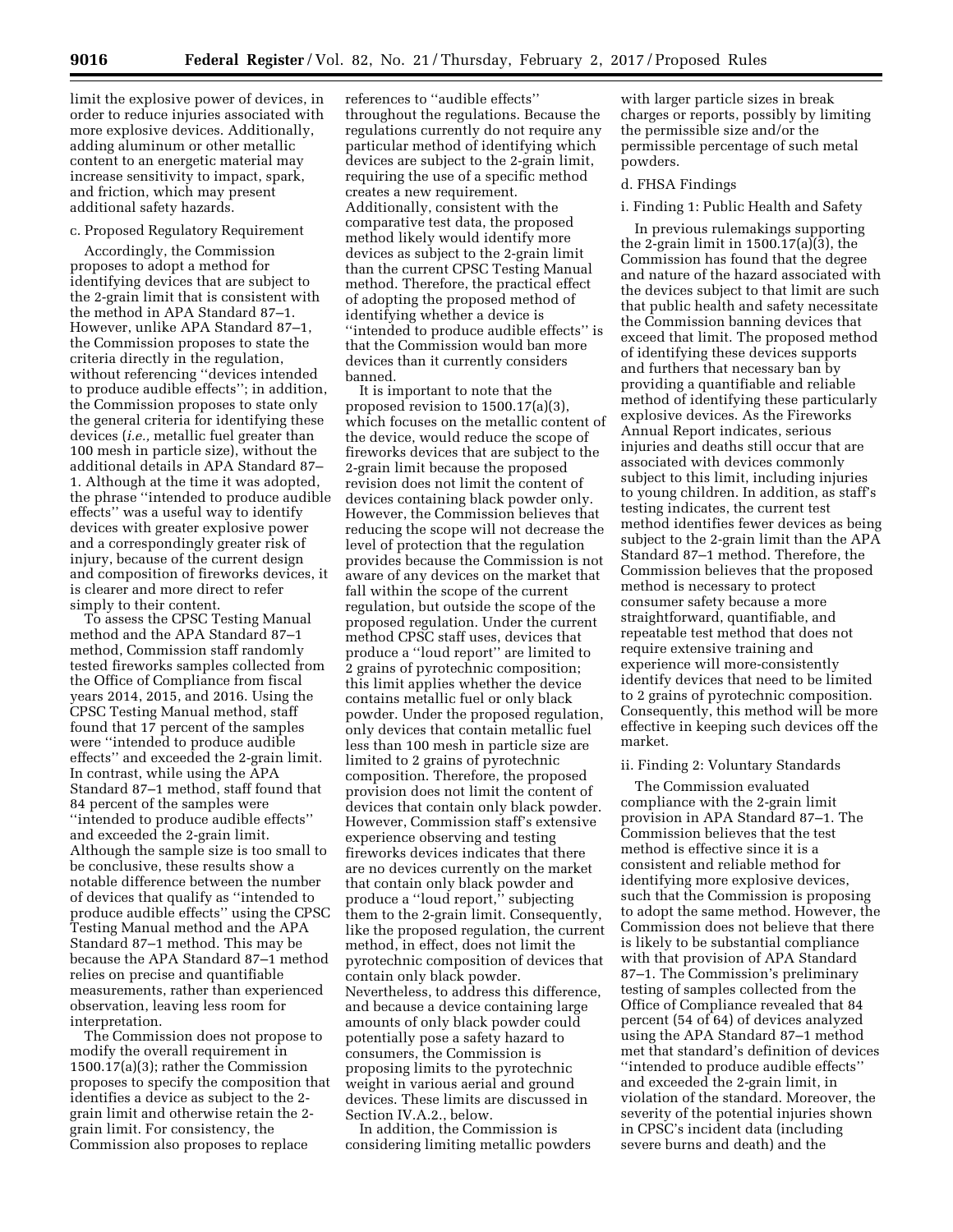limit the explosive power of devices, in order to reduce injuries associated with more explosive devices. Additionally, adding aluminum or other metallic content to an energetic material may increase sensitivity to impact, spark, and friction, which may present additional safety hazards.

c. Proposed Regulatory Requirement

Accordingly, the Commission proposes to adopt a method for identifying devices that are subject to the 2-grain limit that is consistent with the method in APA Standard 87–1. However, unlike APA Standard 87–1, the Commission proposes to state the criteria directly in the regulation, without referencing ''devices intended to produce audible effects''; in addition, the Commission proposes to state only the general criteria for identifying these devices (*i.e.,* metallic fuel greater than 100 mesh in particle size), without the additional details in APA Standard 87–1. Although at the time it was adopted, the phrase ''intended to produce audible effects'' was a useful way to identify devices with greater explosive power and a correspondingly greater risk of injury, because of the current design and composition of fireworks devices, it is clearer and more direct to refer simply to their content.

To assess the CPSC Testing Manual method and the APA Standard 87–1 method, Commission staff randomly tested fireworks samples collected from the Office of Compliance from fiscal years 2014, 2015, and 2016. Using the CPSC Testing Manual method, staff found that 17 percent of the samples were ''intended to produce audible effects'' and exceeded the 2-grain limit. In contrast, while using the APA Standard 87–1 method, staff found that 84 percent of the samples were ''intended to produce audible effects'' and exceeded the 2-grain limit. Although the sample size is too small to be conclusive, these results show a notable difference between the number of devices that qualify as ''intended to produce audible effects'' using the CPSC Testing Manual method and the APA Standard 87–1 method. This may be because the APA Standard 87–1 method relies on precise and quantifiable measurements, rather than experienced observation, leaving less room for interpretation.

The Commission does not propose to modify the overall requirement in 1500.17(a)(3); rather the Commission proposes to specify the composition that identifies a device as subject to the 2-grain limit and otherwise retain the 2-grain limit. For consistency, the Commission also proposes to replace references to ''audible effects'' throughout the regulations. Because the regulations currently do not require any particular method of identifying which devices are subject to the 2-grain limit, requiring the use of a specific method creates a new requirement. Additionally, consistent with the comparative test data, the proposed method likely would identify more devices as subject to the 2-grain limit than the current CPSC Testing Manual method. Therefore, the practical effect of adopting the proposed method of identifying whether a device is ''intended to produce audible effects'' is that the Commission would ban more devices than it currently considers banned.

It is important to note that the proposed revision to 1500.17(a)(3), which focuses on the metallic content of the device, would reduce the scope of fireworks devices that are subject to the 2-grain limit because the proposed revision does not limit the content of devices containing black powder only. However, the Commission believes that reducing the scope will not decrease the level of protection that the regulation provides because the Commission is not aware of any devices on the market that fall within the scope of the current regulation, but outside the scope of the proposed regulation. Under the current method CPSC staff uses, devices that produce a ''loud report'' are limited to 2 grains of pyrotechnic composition; this limit applies whether the device contains metallic fuel or only black powder. Under the proposed regulation, only devices that contain metallic fuel less than 100 mesh in particle size are limited to 2 grains of pyrotechnic composition. Therefore, the proposed provision does not limit the content of devices that contain only black powder. However, Commission staff's extensive experience observing and testing fireworks devices indicates that there are no devices currently on the market that contain only black powder and produce a ''loud report,'' subjecting them to the 2-grain limit. Consequently, like the proposed regulation, the current method, in effect, does not limit the pyrotechnic composition of devices that contain only black powder. Nevertheless, to address this difference, and because a device containing large amounts of only black powder could potentially pose a safety hazard to consumers, the Commission is proposing limits to the pyrotechnic weight in various aerial and ground devices. These limits are discussed in Section IV.A.2., below.

In addition, the Commission is considering limiting metallic powders with larger particle sizes in break charges or reports, possibly by limiting the permissible size and/or the permissible percentage of such metal powders.

d. FHSA Findings

i. Finding 1: Public Health and Safety

In previous rulemakings supporting the 2-grain limit in 1500.17(a)(3), the Commission has found that the degree and nature of the hazard associated with the devices subject to that limit are such that public health and safety necessitate the Commission banning devices that exceed that limit. The proposed method of identifying these devices supports and furthers that necessary ban by providing a quantifiable and reliable method of identifying these particularly explosive devices. As the Fireworks Annual Report indicates, serious injuries and deaths still occur that are associated with devices commonly subject to this limit, including injuries to young children. In addition, as staff's testing indicates, the current test method identifies fewer devices as being subject to the 2-grain limit than the APA Standard 87–1 method. Therefore, the Commission believes that the proposed method is necessary to protect consumer safety because a more straightforward, quantifiable, and repeatable test method that does not require extensive training and experience will more-consistently identify devices that need to be limited to 2 grains of pyrotechnic composition. Consequently, this method will be more effective in keeping such devices off the market.

ii. Finding 2: Voluntary Standards

The Commission evaluated compliance with the 2-grain limit provision in APA Standard 87–1. The Commission believes that the test method is effective since it is a consistent and reliable method for identifying more explosive devices, such that the Commission is proposing to adopt the same method. However, the Commission does not believe that there is likely to be substantial compliance with that provision of APA Standard 87–1. The Commission's preliminary testing of samples collected from the Office of Compliance revealed that 84 percent (54 of 64) of devices analyzed using the APA Standard 87–1 method met that standard's definition of devices ''intended to produce audible effects'' and exceeded the 2-grain limit, in violation of the standard. Moreover, the severity of the potential injuries shown in CPSC's incident data (including severe burns and death) and the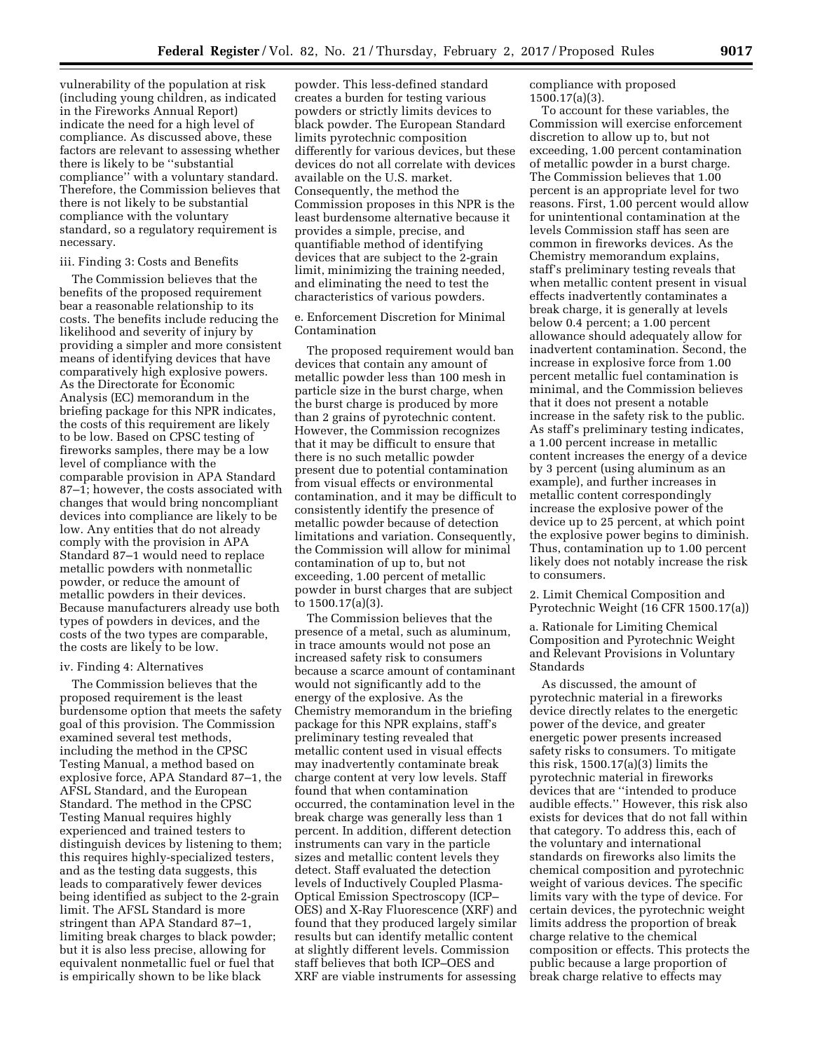vulnerability of the population at risk (including young children, as indicated in the Fireworks Annual Report) indicate the need for a high level of compliance. As discussed above, these factors are relevant to assessing whether there is likely to be ''substantial compliance'' with a voluntary standard. Therefore, the Commission believes that there is not likely to be substantial compliance with the voluntary standard, so a regulatory requirement is necessary.

iii. Finding 3: Costs and Benefits

The Commission believes that the benefits of the proposed requirement bear a reasonable relationship to its costs. The benefits include reducing the likelihood and severity of injury by providing a simpler and more consistent means of identifying devices that have comparatively high explosive powers. As the Directorate for Economic Analysis (EC) memorandum in the briefing package for this NPR indicates, the costs of this requirement are likely to be low. Based on CPSC testing of fireworks samples, there may be a low level of compliance with the comparable provision in APA Standard 87–1; however, the costs associated with changes that would bring noncompliant devices into compliance are likely to be low. Any entities that do not already comply with the provision in APA Standard 87–1 would need to replace metallic powders with nonmetallic powder, or reduce the amount of metallic powders in their devices. Because manufacturers already use both types of powders in devices, and the costs of the two types are comparable, the costs are likely to be low.

iv. Finding 4: Alternatives

The Commission believes that the proposed requirement is the least burdensome option that meets the safety goal of this provision. The Commission examined several test methods, including the method in the CPSC Testing Manual, a method based on explosive force, APA Standard 87–1, the AFSL Standard, and the European Standard. The method in the CPSC Testing Manual requires highly experienced and trained testers to distinguish devices by listening to them; this requires highly-specialized testers, and as the testing data suggests, this leads to comparatively fewer devices being identified as subject to the 2-grain limit. The AFSL Standard is more stringent than APA Standard 87–1, limiting break charges to black powder; but it is also less precise, allowing for equivalent nonmetallic fuel or fuel that is empirically shown to be like black powder. This less-defined standard creates a burden for testing various powders or strictly limits devices to black powder. The European Standard limits pyrotechnic composition differently for various devices, but these devices do not all correlate with devices available on the U.S. market. Consequently, the method the Commission proposes in this NPR is the least burdensome alternative because it provides a simple, precise, and quantifiable method of identifying devices that are subject to the 2-grain limit, minimizing the training needed, and eliminating the need to test the characteristics of various powders.

e. Enforcement Discretion for Minimal Contamination

The proposed requirement would ban devices that contain any amount of metallic powder less than 100 mesh in particle size in the burst charge, when the burst charge is produced by more than 2 grains of pyrotechnic content. However, the Commission recognizes that it may be difficult to ensure that there is no such metallic powder present due to potential contamination from visual effects or environmental contamination, and it may be difficult to consistently identify the presence of metallic powder because of detection limitations and variation. Consequently, the Commission will allow for minimal contamination of up to, but not exceeding, 1.00 percent of metallic powder in burst charges that are subject to 1500.17(a)(3).

The Commission believes that the presence of a metal, such as aluminum, in trace amounts would not pose an increased safety risk to consumers because a scarce amount of contaminant would not significantly add to the energy of the explosive. As the Chemistry memorandum in the briefing package for this NPR explains, staff's preliminary testing revealed that metallic content used in visual effects may inadvertently contaminate break charge content at very low levels. Staff found that when contamination occurred, the contamination level in the break charge was generally less than 1 percent. In addition, different detection instruments can vary in the particle sizes and metallic content levels they detect. Staff evaluated the detection levels of Inductively Coupled Plasma-Optical Emission Spectroscopy (ICP–OES) and X-Ray Fluorescence (XRF) and found that they produced largely similar results but can identify metallic content at slightly different levels. Commission staff believes that both ICP–OES and XRF are viable instruments for assessing compliance with proposed 1500.17(a)(3).

To account for these variables, the Commission will exercise enforcement discretion to allow up to, but not exceeding, 1.00 percent contamination of metallic powder in a burst charge. The Commission believes that 1.00 percent is an appropriate level for two reasons. First, 1.00 percent would allow for unintentional contamination at the levels Commission staff has seen are common in fireworks devices. As the Chemistry memorandum explains, staff's preliminary testing reveals that when metallic content present in visual effects inadvertently contaminates a break charge, it is generally at levels below 0.4 percent; a 1.00 percent allowance should adequately allow for inadvertent contamination. Second, the increase in explosive force from 1.00 percent metallic fuel contamination is minimal, and the Commission believes that it does not present a notable increase in the safety risk to the public. As staff's preliminary testing indicates, a 1.00 percent increase in metallic content increases the energy of a device by 3 percent (using aluminum as an example), and further increases in metallic content correspondingly increase the explosive power of the device up to 25 percent, at which point the explosive power begins to diminish. Thus, contamination up to 1.00 percent likely does not notably increase the risk to consumers.

2. Limit Chemical Composition and Pyrotechnic Weight (16 CFR 1500.17(a))

a. Rationale for Limiting Chemical Composition and Pyrotechnic Weight and Relevant Provisions in Voluntary Standards

As discussed, the amount of pyrotechnic material in a fireworks device directly relates to the energetic power of the device, and greater energetic power presents increased safety risks to consumers. To mitigate this risk, 1500.17(a)(3) limits the pyrotechnic material in fireworks devices that are ''intended to produce audible effects.'' However, this risk also exists for devices that do not fall within that category. To address this, each of the voluntary and international standards on fireworks also limits the chemical composition and pyrotechnic weight of various devices. The specific limits vary with the type of device. For certain devices, the pyrotechnic weight limits address the proportion of break charge relative to the chemical composition or effects. This protects the public because a large proportion of break charge relative to effects may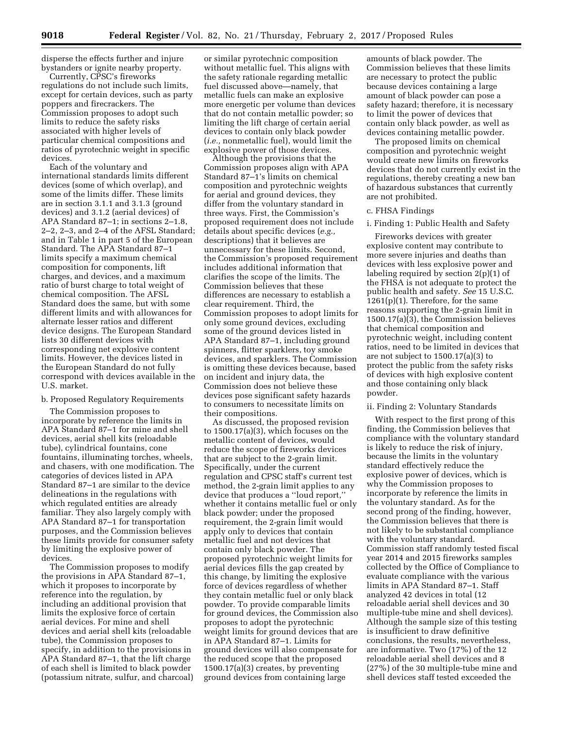disperse the effects further and injure bystanders or ignite nearby property.

Currently, CPSC's fireworks regulations do not include such limits, except for certain devices, such as party poppers and firecrackers. The Commission proposes to adopt such limits to reduce the safety risks associated with higher levels of particular chemical compositions and ratios of pyrotechnic weight in specific devices.

Each of the voluntary and international standards limits different devices (some of which overlap), and some of the limits differ. These limits are in section 3.1.1 and 3.1.3 (ground devices) and 3.1.2 (aerial devices) of APA Standard 87–1; in sections 2–1.8, 2–2, 2–3, and 2–4 of the AFSL Standard; and in Table 1 in part 5 of the European Standard. The APA Standard 87–1 limits specify a maximum chemical composition for components, lift charges, and devices, and a maximum ratio of burst charge to total weight of chemical composition. The AFSL Standard does the same, but with some different limits and with allowances for alternate lesser ratios and different device designs. The European Standard lists 30 different devices with corresponding net explosive content limits. However, the devices listed in the European Standard do not fully correspond with devices available in the U.S. market.

b. Proposed Regulatory Requirements

The Commission proposes to incorporate by reference the limits in APA Standard 87–1 for mine and shell devices, aerial shell kits (reloadable tube), cylindrical fountains, cone fountains, illuminating torches, wheels, and chasers, with one modification. The categories of devices listed in APA Standard 87–1 are similar to the device delineations in the regulations with which regulated entities are already familiar. They also largely comply with APA Standard 87–1 for transportation purposes, and the Commission believes these limits provide for consumer safety by limiting the explosive power of devices.

The Commission proposes to modify the provisions in APA Standard 87–1, which it proposes to incorporate by reference into the regulation, by including an additional provision that limits the explosive force of certain aerial devices. For mine and shell devices and aerial shell kits (reloadable tube), the Commission proposes to specify, in addition to the provisions in APA Standard 87–1, that the lift charge of each shell is limited to black powder (potassium nitrate, sulfur, and charcoal) or similar pyrotechnic composition without metallic fuel. This aligns with the safety rationale regarding metallic fuel discussed above—namely, that metallic fuels can make an explosive more energetic per volume than devices that do not contain metallic powder; so limiting the lift charge of certain aerial devices to contain only black powder (*i.e.,* nonmetallic fuel), would limit the explosive power of those devices.

Although the provisions that the Commission proposes align with APA Standard 87–1's limits on chemical composition and pyrotechnic weights for aerial and ground devices, they differ from the voluntary standard in three ways. First, the Commission's proposed requirement does not include details about specific devices (*e.g.,* descriptions) that it believes are unnecessary for these limits. Second, the Commission's proposed requirement includes additional information that clarifies the scope of the limits. The Commission believes that these differences are necessary to establish a clear requirement. Third, the Commission proposes to adopt limits for only some ground devices, excluding some of the ground devices listed in APA Standard 87–1, including ground spinners, flitter sparklers, toy smoke devices, and sparklers. The Commission is omitting these devices because, based on incident and injury data, the Commission does not believe these devices pose significant safety hazards to consumers to necessitate limits on their compositions.

As discussed, the proposed revision to 1500.17(a)(3), which focuses on the metallic content of devices, would reduce the scope of fireworks devices that are subject to the 2-grain limit. Specifically, under the current regulation and CPSC staff's current test method, the 2-grain limit applies to any device that produces a ''loud report,'' whether it contains metallic fuel or only black powder; under the proposed requirement, the 2-grain limit would apply only to devices that contain metallic fuel and not devices that contain only black powder. The proposed pyrotechnic weight limits for aerial devices fills the gap created by this change, by limiting the explosive force of devices regardless of whether they contain metallic fuel or only black powder. To provide comparable limits for ground devices, the Commission also proposes to adopt the pyrotechnic weight limits for ground devices that are in APA Standard 87–1. Limits for ground devices will also compensate for the reduced scope that the proposed 1500.17(a)(3) creates, by preventing ground devices from containing large amounts of black powder. The Commission believes that these limits are necessary to protect the public because devices containing a large amount of black powder can pose a safety hazard; therefore, it is necessary to limit the power of devices that contain only black powder, as well as devices containing metallic powder.

The proposed limits on chemical composition and pyrotechnic weight would create new limits on fireworks devices that do not currently exist in the regulations, thereby creating a new ban of hazardous substances that currently are not prohibited.

c. FHSA Findings

i. Finding 1: Public Health and Safety

Fireworks devices with greater explosive content may contribute to more severe injuries and deaths than devices with less explosive power and labeling required by section 2(p)(1) of the FHSA is not adequate to protect the public health and safety. *See* 15 U.S.C. 1261(p)(1). Therefore, for the same reasons supporting the 2-grain limit in 1500.17(a)(3), the Commission believes that chemical composition and pyrotechnic weight, including content ratios, need to be limited in devices that are not subject to 1500.17(a)(3) to protect the public from the safety risks of devices with high explosive content and those containing only black powder.

ii. Finding 2: Voluntary Standards

With respect to the first prong of this finding, the Commission believes that compliance with the voluntary standard is likely to reduce the risk of injury, because the limits in the voluntary standard effectively reduce the explosive power of devices, which is why the Commission proposes to incorporate by reference the limits in the voluntary standard. As for the second prong of the finding, however, the Commission believes that there is not likely to be substantial compliance with the voluntary standard. Commission staff randomly tested fiscal year 2014 and 2015 fireworks samples collected by the Office of Compliance to evaluate compliance with the various limits in APA Standard 87–1. Staff analyzed 42 devices in total (12 reloadable aerial shell devices and 30 multiple-tube mine and shell devices). Although the sample size of this testing is insufficient to draw definitive conclusions, the results, nevertheless, are informative. Two (17%) of the 12 reloadable aerial shell devices and 8 (27%) of the 30 multiple-tube mine and shell devices staff tested exceeded the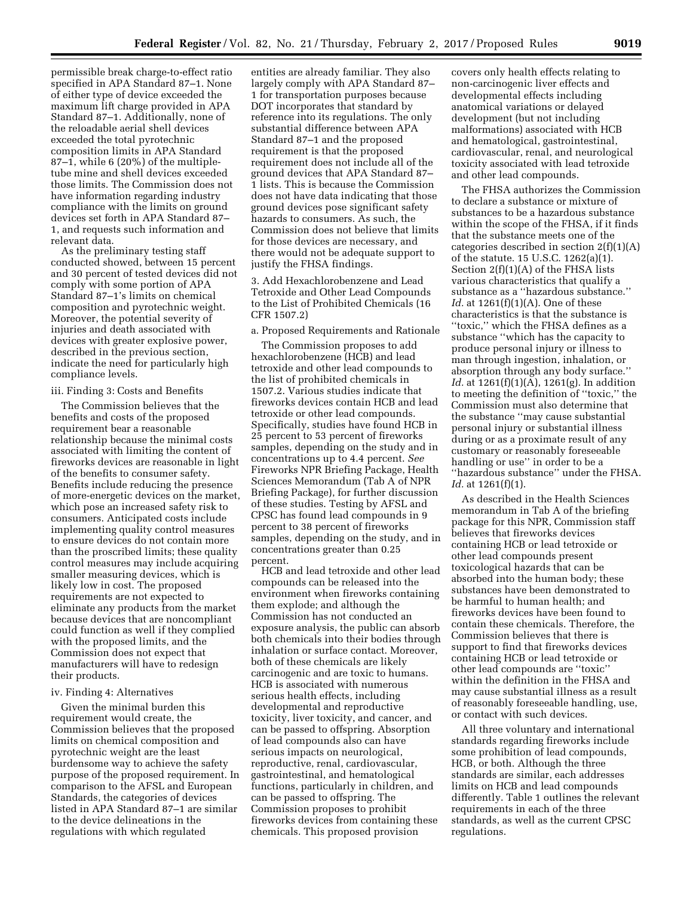permissible break charge-to-effect ratio specified in APA Standard 87–1. None of either type of device exceeded the maximum lift charge provided in APA Standard 87–1. Additionally, none of the reloadable aerial shell devices exceeded the total pyrotechnic composition limits in APA Standard 87–1, while 6 (20%) of the multiple-tube mine and shell devices exceeded those limits. The Commission does not have information regarding industry compliance with the limits on ground devices set forth in APA Standard 87–1, and requests such information and relevant data.

As the preliminary testing staff conducted showed, between 15 percent and 30 percent of tested devices did not comply with some portion of APA Standard 87–1's limits on chemical composition and pyrotechnic weight. Moreover, the potential severity of injuries and death associated with devices with greater explosive power, described in the previous section, indicate the need for particularly high compliance levels.

iii. Finding 3: Costs and Benefits

The Commission believes that the benefits and costs of the proposed requirement bear a reasonable relationship because the minimal costs associated with limiting the content of fireworks devices are reasonable in light of the benefits to consumer safety. Benefits include reducing the presence of more-energetic devices on the market, which pose an increased safety risk to consumers. Anticipated costs include implementing quality control measures to ensure devices do not contain more than the proscribed limits; these quality control measures may include acquiring smaller measuring devices, which is likely low in cost. The proposed requirements are not expected to eliminate any products from the market because devices that are noncompliant could function as well if they complied with the proposed limits, and the Commission does not expect that manufacturers will have to redesign their products.

iv. Finding 4: Alternatives

Given the minimal burden this requirement would create, the Commission believes that the proposed limits on chemical composition and pyrotechnic weight are the least burdensome way to achieve the safety purpose of the proposed requirement. In comparison to the AFSL and European Standards, the categories of devices listed in APA Standard 87–1 are similar to the device delineations in the regulations with which regulated entities are already familiar. They also largely comply with APA Standard 87–1 for transportation purposes because DOT incorporates that standard by reference into its regulations. The only substantial difference between APA Standard 87–1 and the proposed requirement is that the proposed requirement does not include all of the ground devices that APA Standard 87–1 lists. This is because the Commission does not have data indicating that those ground devices pose significant safety hazards to consumers. As such, the Commission does not believe that limits for those devices are necessary, and there would not be adequate support to justify the FHSA findings.

3. Add Hexachlorobenzene and Lead Tetroxide and Other Lead Compounds to the List of Prohibited Chemicals (16 CFR 1507.2)

a. Proposed Requirements and Rationale

The Commission proposes to add hexachlorobenzene (HCB) and lead tetroxide and other lead compounds to the list of prohibited chemicals in 1507.2. Various studies indicate that fireworks devices contain HCB and lead tetroxide or other lead compounds. Specifically, studies have found HCB in 25 percent to 53 percent of fireworks samples, depending on the study and in concentrations up to 4.4 percent. *See* Fireworks NPR Briefing Package, Health Sciences Memorandum (Tab A of NPR Briefing Package), for further discussion of these studies. Testing by AFSL and CPSC has found lead compounds in 9 percent to 38 percent of fireworks samples, depending on the study, and in concentrations greater than 0.25 percent.

HCB and lead tetroxide and other lead compounds can be released into the environment when fireworks containing them explode; and although the Commission has not conducted an exposure analysis, the public can absorb both chemicals into their bodies through inhalation or surface contact. Moreover, both of these chemicals are likely carcinogenic and are toxic to humans. HCB is associated with numerous serious health effects, including developmental and reproductive toxicity, liver toxicity, and cancer, and can be passed to offspring. Absorption of lead compounds also can have serious impacts on neurological, reproductive, renal, cardiovascular, gastrointestinal, and hematological functions, particularly in children, and can be passed to offspring. The Commission proposes to prohibit fireworks devices from containing these chemicals. This proposed provision covers only health effects relating to non-carcinogenic liver effects and developmental effects including anatomical variations or delayed development (but not including malformations) associated with HCB and hematological, gastrointestinal, cardiovascular, renal, and neurological toxicity associated with lead tetroxide and other lead compounds.

The FHSA authorizes the Commission to declare a substance or mixture of substances to be a hazardous substance within the scope of the FHSA, if it finds that the substance meets one of the categories described in section 2(f)(1)(A) of the statute. 15 U.S.C. 1262(a)(1). Section 2(f)(1)(A) of the FHSA lists various characteristics that qualify a substance as a ''hazardous substance.'' *Id.* at 1261(f)(1)(A). One of these characteristics is that the substance is ''toxic,'' which the FHSA defines as a substance ''which has the capacity to produce personal injury or illness to man through ingestion, inhalation, or absorption through any body surface.'' *Id.* at 1261(f)(1)(A), 1261(g). In addition to meeting the definition of ''toxic,'' the Commission must also determine that the substance ''may cause substantial personal injury or substantial illness during or as a proximate result of any customary or reasonably foreseeable handling or use'' in order to be a ''hazardous substance'' under the FHSA. *Id.* at 1261(f)(1).

As described in the Health Sciences memorandum in Tab A of the briefing package for this NPR, Commission staff believes that fireworks devices containing HCB or lead tetroxide or other lead compounds present toxicological hazards that can be absorbed into the human body; these substances have been demonstrated to be harmful to human health; and fireworks devices have been found to contain these chemicals. Therefore, the Commission believes that there is support to find that fireworks devices containing HCB or lead tetroxide or other lead compounds are ''toxic'' within the definition in the FHSA and may cause substantial illness as a result of reasonably foreseeable handling, use, or contact with such devices.

All three voluntary and international standards regarding fireworks include some prohibition of lead compounds, HCB, or both. Although the three standards are similar, each addresses limits on HCB and lead compounds differently. Table 1 outlines the relevant requirements in each of the three standards, as well as the current CPSC regulations.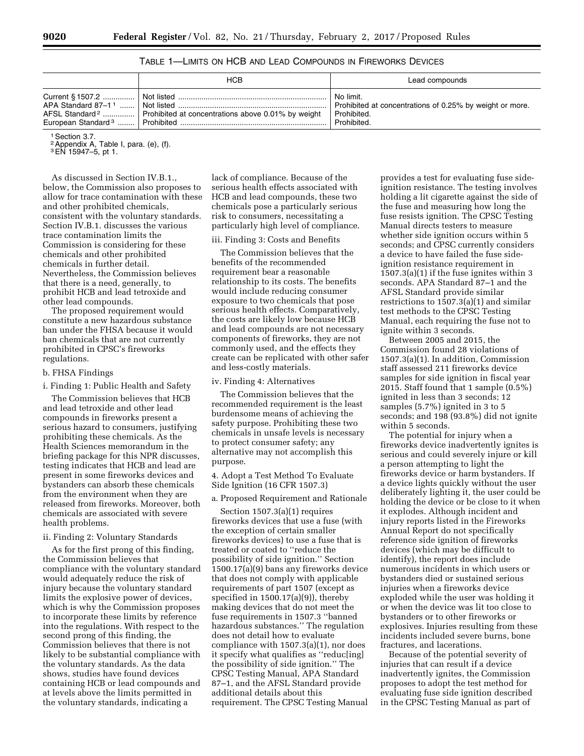TABLE 1—LIMITS ON HCB AND LEAD COMPOUNDS IN FIREWORKS DEVICES

| | HCB | Lead compounds |
|---|---|---|
| Current § 1507.2 | Not listed | No limit. |
| APA Standard 87–1 [1] | Not listed | Prohibited at concentrations of 0.25% by weight or more. |
| AFSL Standard [2] | Prohibited at concentrations above 0.01% by weight | Prohibited. |
| European Standard [3] | Prohibited | Prohibited. |

[1] Section 3.7.
[2] Appendix A, Table I, para. (e), (f).
[3] EN 15947–5, pt 1.

As discussed in Section IV.B.1., below, the Commission also proposes to allow for trace contamination with these and other prohibited chemicals, consistent with the voluntary standards. Section IV.B.1. discusses the various trace contamination limits the Commission is considering for these chemicals and other prohibited chemicals in further detail. Nevertheless, the Commission believes that there is a need, generally, to prohibit HCB and lead tetroxide and other lead compounds.

The proposed requirement would constitute a new hazardous substance ban under the FHSA because it would ban chemicals that are not currently prohibited in CPSC's fireworks regulations.

b. FHSA Findings

i. Finding 1: Public Health and Safety

The Commission believes that HCB and lead tetroxide and other lead compounds in fireworks present a serious hazard to consumers, justifying prohibiting these chemicals. As the Health Sciences memorandum in the briefing package for this NPR discusses, testing indicates that HCB and lead are present in some fireworks devices and bystanders can absorb these chemicals from the environment when they are released from fireworks. Moreover, both chemicals are associated with severe health problems.

ii. Finding 2: Voluntary Standards

As for the first prong of this finding, the Commission believes that compliance with the voluntary standard would adequately reduce the risk of injury because the voluntary standard limits the explosive power of devices, which is why the Commission proposes to incorporate these limits by reference into the regulations. With respect to the second prong of this finding, the Commission believes that there is not likely to be substantial compliance with the voluntary standards. As the data shows, studies have found devices containing HCB or lead compounds and at levels above the limits permitted in the voluntary standards, indicating a lack of compliance. Because of the serious health effects associated with HCB and lead compounds, these two chemicals pose a particularly serious risk to consumers, necessitating a particularly high level of compliance.

iii. Finding 3: Costs and Benefits

The Commission believes that the benefits of the recommended requirement bear a reasonable relationship to its costs. The benefits would include reducing consumer exposure to two chemicals that pose serious health effects. Comparatively, the costs are likely low because HCB and lead compounds are not necessary components of fireworks, they are not commonly used, and the effects they create can be replicated with other safer and less-costly materials.

iv. Finding 4: Alternatives

The Commission believes that the recommended requirement is the least burdensome means of achieving the safety purpose. Prohibiting these two chemicals in unsafe levels is necessary to protect consumer safety; any alternative may not accomplish this purpose.

4. Adopt a Test Method To Evaluate Side Ignition (16 CFR 1507.3)

a. Proposed Requirement and Rationale

Section 1507.3(a)(1) requires fireworks devices that use a fuse (with the exception of certain smaller fireworks devices) to use a fuse that is treated or coated to "reduce the possibility of side ignition." Section 1500.17(a)(9) bans any fireworks device that does not comply with applicable requirements of part 1507 (except as specified in 1500.17(a)(9)), thereby making devices that do not meet the fuse requirements in 1507.3 "banned hazardous substances." The regulation does not detail how to evaluate compliance with 1507.3(a)(1), nor does it specify what qualifies as "reduc[ing] the possibility of side ignition." The CPSC Testing Manual, APA Standard 87–1, and the AFSL Standard provide additional details about this requirement. The CPSC Testing Manual provides a test for evaluating fuse side-ignition resistance. The testing involves holding a lit cigarette against the side of the fuse and measuring how long the fuse resists ignition. The CPSC Testing Manual directs testers to measure whether side ignition occurs within 5 seconds; and CPSC currently considers a device to have failed the fuse side-ignition resistance requirement in 1507.3(a)(1) if the fuse ignites within 3 seconds. APA Standard 87–1 and the AFSL Standard provide similar restrictions to 1507.3(a)(1) and similar test methods to the CPSC Testing Manual, each requiring the fuse not to ignite within 3 seconds.

Between 2005 and 2015, the Commission found 28 violations of 1507.3(a)(1). In addition, Commission staff assessed 211 fireworks device samples for side ignition in fiscal year 2015. Staff found that 1 sample (0.5%) ignited in less than 3 seconds; 12 samples (5.7%) ignited in 3 to 5 seconds; and 198 (93.8%) did not ignite within 5 seconds.

The potential for injury when a fireworks device inadvertently ignites is serious and could severely injure or kill a person attempting to light the fireworks device or harm bystanders. If a device lights quickly without the user deliberately lighting it, the user could be holding the device or be close to it when it explodes. Although incident and injury reports listed in the Fireworks Annual Report do not specifically reference side ignition of fireworks devices (which may be difficult to identify), the report does include numerous incidents in which users or bystanders died or sustained serious injuries when a fireworks device exploded while the user was holding it or when the device was lit too close to bystanders or to other fireworks or explosives. Injuries resulting from these incidents included severe burns, bone fractures, and lacerations.

Because of the potential severity of injuries that can result if a device inadvertently ignites, the Commission proposes to adopt the test method for evaluating fuse side ignition described in the CPSC Testing Manual as part of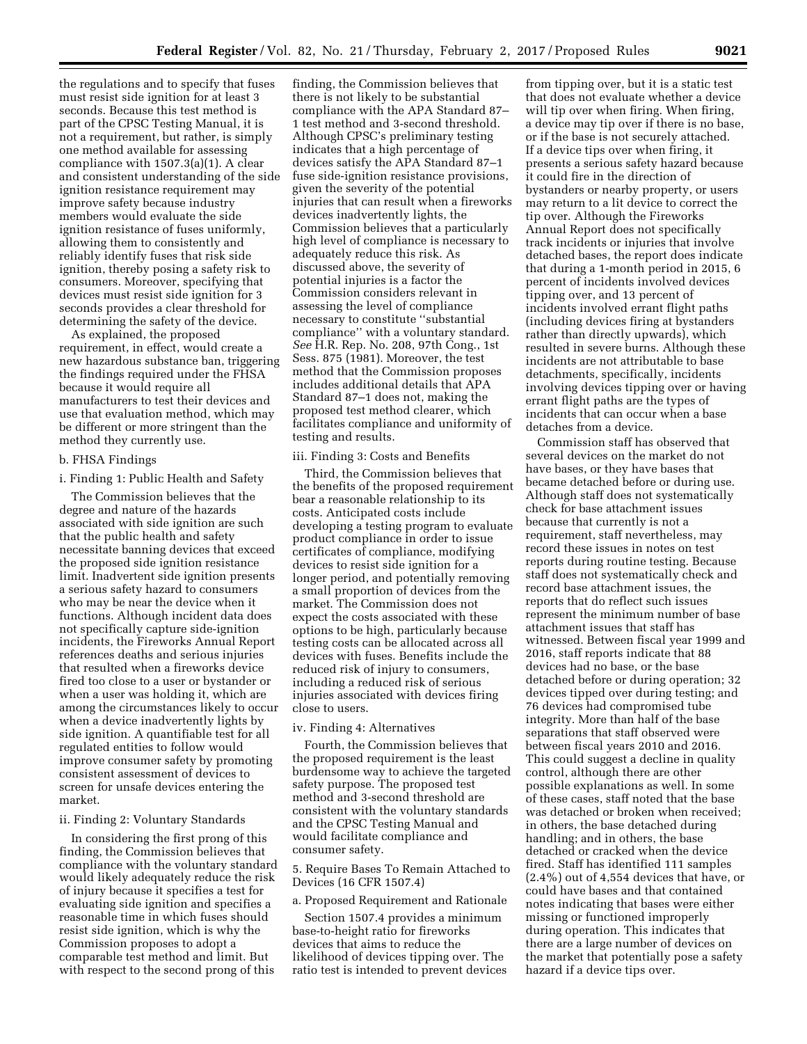the regulations and to specify that fuses must resist side ignition for at least 3 seconds. Because this test method is part of the CPSC Testing Manual, it is not a requirement, but rather, is simply one method available for assessing compliance with 1507.3(a)(1). A clear and consistent understanding of the side ignition resistance requirement may improve safety because industry members would evaluate the side ignition resistance of fuses uniformly, allowing them to consistently and reliably identify fuses that risk side ignition, thereby posing a safety risk to consumers. Moreover, specifying that devices must resist side ignition for 3 seconds provides a clear threshold for determining the safety of the device.

As explained, the proposed requirement, in effect, would create a new hazardous substance ban, triggering the findings required under the FHSA because it would require all manufacturers to test their devices and use that evaluation method, which may be different or more stringent than the method they currently use.

b. FHSA Findings

i. Finding 1: Public Health and Safety

The Commission believes that the degree and nature of the hazards associated with side ignition are such that the public health and safety necessitate banning devices that exceed the proposed side ignition resistance limit. Inadvertent side ignition presents a serious safety hazard to consumers who may be near the device when it functions. Although incident data does not specifically capture side-ignition incidents, the Fireworks Annual Report references deaths and serious injuries that resulted when a fireworks device fired too close to a user or bystander or when a user was holding it, which are among the circumstances likely to occur when a device inadvertently lights by side ignition. A quantifiable test for all regulated entities to follow would improve consumer safety by promoting consistent assessment of devices to screen for unsafe devices entering the market.

ii. Finding 2: Voluntary Standards

In considering the first prong of this finding, the Commission believes that compliance with the voluntary standard would likely adequately reduce the risk of injury because it specifies a test for evaluating side ignition and specifies a reasonable time in which fuses should resist side ignition, which is why the Commission proposes to adopt a comparable test method and limit. But with respect to the second prong of this finding, the Commission believes that there is not likely to be substantial compliance with the APA Standard 87–1 test method and 3-second threshold. Although CPSC's preliminary testing indicates that a high percentage of devices satisfy the APA Standard 87–1 fuse side-ignition resistance provisions, given the severity of the potential injuries that can result when a fireworks devices inadvertently lights, the Commission believes that a particularly high level of compliance is necessary to adequately reduce this risk. As discussed above, the severity of potential injuries is a factor the Commission considers relevant in assessing the level of compliance necessary to constitute ''substantial compliance'' with a voluntary standard. *See* H.R. Rep. No. 208, 97th Cong., 1st Sess. 875 (1981). Moreover, the test method that the Commission proposes includes additional details that APA Standard 87–1 does not, making the proposed test method clearer, which facilitates compliance and uniformity of testing and results.

iii. Finding 3: Costs and Benefits

Third, the Commission believes that the benefits of the proposed requirement bear a reasonable relationship to its costs. Anticipated costs include developing a testing program to evaluate product compliance in order to issue certificates of compliance, modifying devices to resist side ignition for a longer period, and potentially removing a small proportion of devices from the market. The Commission does not expect the costs associated with these options to be high, particularly because testing costs can be allocated across all devices with fuses. Benefits include the reduced risk of injury to consumers, including a reduced risk of serious injuries associated with devices firing close to users.

iv. Finding 4: Alternatives

Fourth, the Commission believes that the proposed requirement is the least burdensome way to achieve the targeted safety purpose. The proposed test method and 3-second threshold are consistent with the voluntary standards and the CPSC Testing Manual and would facilitate compliance and consumer safety.

5. Require Bases To Remain Attached to Devices (16 CFR 1507.4)

a. Proposed Requirement and Rationale

Section 1507.4 provides a minimum base-to-height ratio for fireworks devices that aims to reduce the likelihood of devices tipping over. The ratio test is intended to prevent devices from tipping over, but it is a static test that does not evaluate whether a device will tip over when firing. When firing, a device may tip over if there is no base, or if the base is not securely attached. If a device tips over when firing, it presents a serious safety hazard because it could fire in the direction of bystanders or nearby property, or users may return to a lit device to correct the tip over. Although the Fireworks Annual Report does not specifically track incidents or injuries that involve detached bases, the report does indicate that during a 1-month period in 2015, 6 percent of incidents involved devices tipping over, and 13 percent of incidents involved errant flight paths (including devices firing at bystanders rather than directly upwards), which resulted in severe burns. Although these incidents are not attributable to base detachments, specifically, incidents involving devices tipping over or having errant flight paths are the types of incidents that can occur when a base detaches from a device.

Commission staff has observed that several devices on the market do not have bases, or they have bases that became detached before or during use. Although staff does not systematically check for base attachment issues because that currently is not a requirement, staff nevertheless, may record these issues in notes on test reports during routine testing. Because staff does not systematically check and record base attachment issues, the reports that do reflect such issues represent the minimum number of base attachment issues that staff has witnessed. Between fiscal year 1999 and 2016, staff reports indicate that 88 devices had no base, or the base detached before or during operation; 32 devices tipped over during testing; and 76 devices had compromised tube integrity. More than half of the base separations that staff observed were between fiscal years 2010 and 2016. This could suggest a decline in quality control, although there are other possible explanations as well. In some of these cases, staff noted that the base was detached or broken when received; in others, the base detached during handling; and in others, the base detached or cracked when the device fired. Staff has identified 111 samples (2.4%) out of 4,554 devices that have, or could have bases and that contained notes indicating that bases were either missing or functioned improperly during operation. This indicates that there are a large number of devices on the market that potentially pose a safety hazard if a device tips over.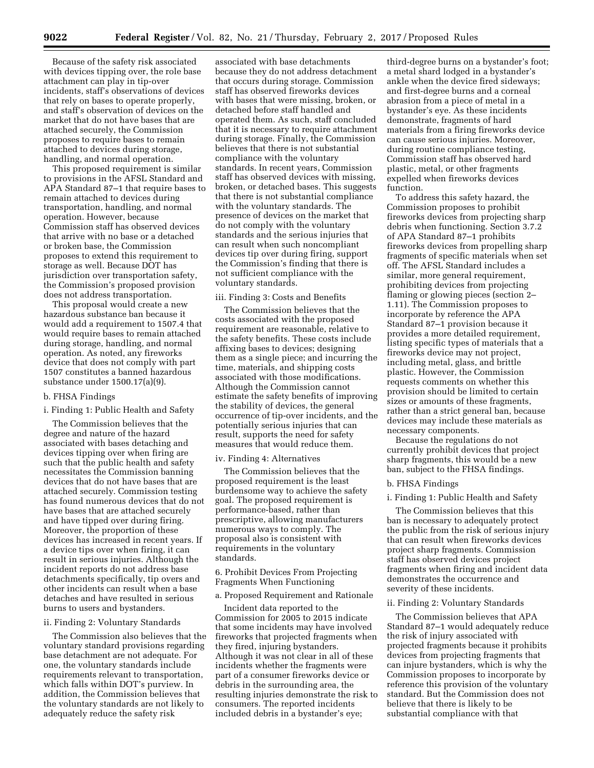Because of the safety risk associated with devices tipping over, the role base attachment can play in tip-over incidents, staff's observations of devices that rely on bases to operate properly, and staff's observation of devices on the market that do not have bases that are attached securely, the Commission proposes to require bases to remain attached to devices during storage, handling, and normal operation.

This proposed requirement is similar to provisions in the AFSL Standard and APA Standard 87–1 that require bases to remain attached to devices during transportation, handling, and normal operation. However, because Commission staff has observed devices that arrive with no base or a detached or broken base, the Commission proposes to extend this requirement to storage as well. Because DOT has jurisdiction over transportation safety, the Commission's proposed provision does not address transportation.

This proposal would create a new hazardous substance ban because it would add a requirement to 1507.4 that would require bases to remain attached during storage, handling, and normal operation. As noted, any fireworks device that does not comply with part 1507 constitutes a banned hazardous substance under 1500.17(a)(9).

b. FHSA Findings

i. Finding 1: Public Health and Safety

The Commission believes that the degree and nature of the hazard associated with bases detaching and devices tipping over when firing are such that the public health and safety necessitates the Commission banning devices that do not have bases that are attached securely. Commission testing has found numerous devices that do not have bases that are attached securely and have tipped over during firing. Moreover, the proportion of these devices has increased in recent years. If a device tips over when firing, it can result in serious injuries. Although the incident reports do not address base detachments specifically, tip overs and other incidents can result when a base detaches and have resulted in serious burns to users and bystanders.

ii. Finding 2: Voluntary Standards

The Commission also believes that the voluntary standard provisions regarding base detachment are not adequate. For one, the voluntary standards include requirements relevant to transportation, which falls within DOT's purview. In addition, the Commission believes that the voluntary standards are not likely to adequately reduce the safety risk associated with base detachments because they do not address detachment that occurs during storage. Commission staff has observed fireworks devices with bases that were missing, broken, or detached before staff handled and operated them. As such, staff concluded that it is necessary to require attachment during storage. Finally, the Commission believes that there is not substantial compliance with the voluntary standards. In recent years, Commission staff has observed devices with missing, broken, or detached bases. This suggests that there is not substantial compliance with the voluntary standards. The presence of devices on the market that do not comply with the voluntary standards and the serious injuries that can result when such noncompliant devices tip over during firing, support the Commission's finding that there is not sufficient compliance with the voluntary standards.

iii. Finding 3: Costs and Benefits

The Commission believes that the costs associated with the proposed requirement are reasonable, relative to the safety benefits. These costs include affixing bases to devices; designing them as a single piece; and incurring the time, materials, and shipping costs associated with those modifications. Although the Commission cannot estimate the safety benefits of improving the stability of devices, the general occurrence of tip-over incidents, and the potentially serious injuries that can result, supports the need for safety measures that would reduce them.

iv. Finding 4: Alternatives

The Commission believes that the proposed requirement is the least burdensome way to achieve the safety goal. The proposed requirement is performance-based, rather than prescriptive, allowing manufacturers numerous ways to comply. The proposal also is consistent with requirements in the voluntary standards.

6. Prohibit Devices From Projecting Fragments When Functioning

a. Proposed Requirement and Rationale

Incident data reported to the Commission for 2005 to 2015 indicate that some incidents may have involved fireworks that projected fragments when they fired, injuring bystanders. Although it was not clear in all of these incidents whether the fragments were part of a consumer fireworks device or debris in the surrounding area, the resulting injuries demonstrate the risk to consumers. The reported incidents included debris in a bystander's eye; third-degree burns on a bystander's foot; a metal shard lodged in a bystander's ankle when the device fired sideways; and first-degree burns and a corneal abrasion from a piece of metal in a bystander's eye. As these incidents demonstrate, fragments of hard materials from a firing fireworks device can cause serious injuries. Moreover, during routine compliance testing, Commission staff has observed hard plastic, metal, or other fragments expelled when fireworks devices function.

To address this safety hazard, the Commission proposes to prohibit fireworks devices from projecting sharp debris when functioning. Section 3.7.2 of APA Standard 87–1 prohibits fireworks devices from propelling sharp fragments of specific materials when set off. The AFSL Standard includes a similar, more general requirement, prohibiting devices from projecting flaming or glowing pieces (section 2–1.11). The Commission proposes to incorporate by reference the APA Standard 87–1 provision because it provides a more detailed requirement, listing specific types of materials that a fireworks device may not project, including metal, glass, and brittle plastic. However, the Commission requests comments on whether this provision should be limited to certain sizes or amounts of these fragments, rather than a strict general ban, because devices may include these materials as necessary components.

Because the regulations do not currently prohibit devices that project sharp fragments, this would be a new ban, subject to the FHSA findings.

b. FHSA Findings

i. Finding 1: Public Health and Safety

The Commission believes that this ban is necessary to adequately protect the public from the risk of serious injury that can result when fireworks devices project sharp fragments. Commission staff has observed devices project fragments when firing and incident data demonstrates the occurrence and severity of these incidents.

ii. Finding 2: Voluntary Standards

The Commission believes that APA Standard 87–1 would adequately reduce the risk of injury associated with projected fragments because it prohibits devices from projecting fragments that can injure bystanders, which is why the Commission proposes to incorporate by reference this provision of the voluntary standard. But the Commission does not believe that there is likely to be substantial compliance with that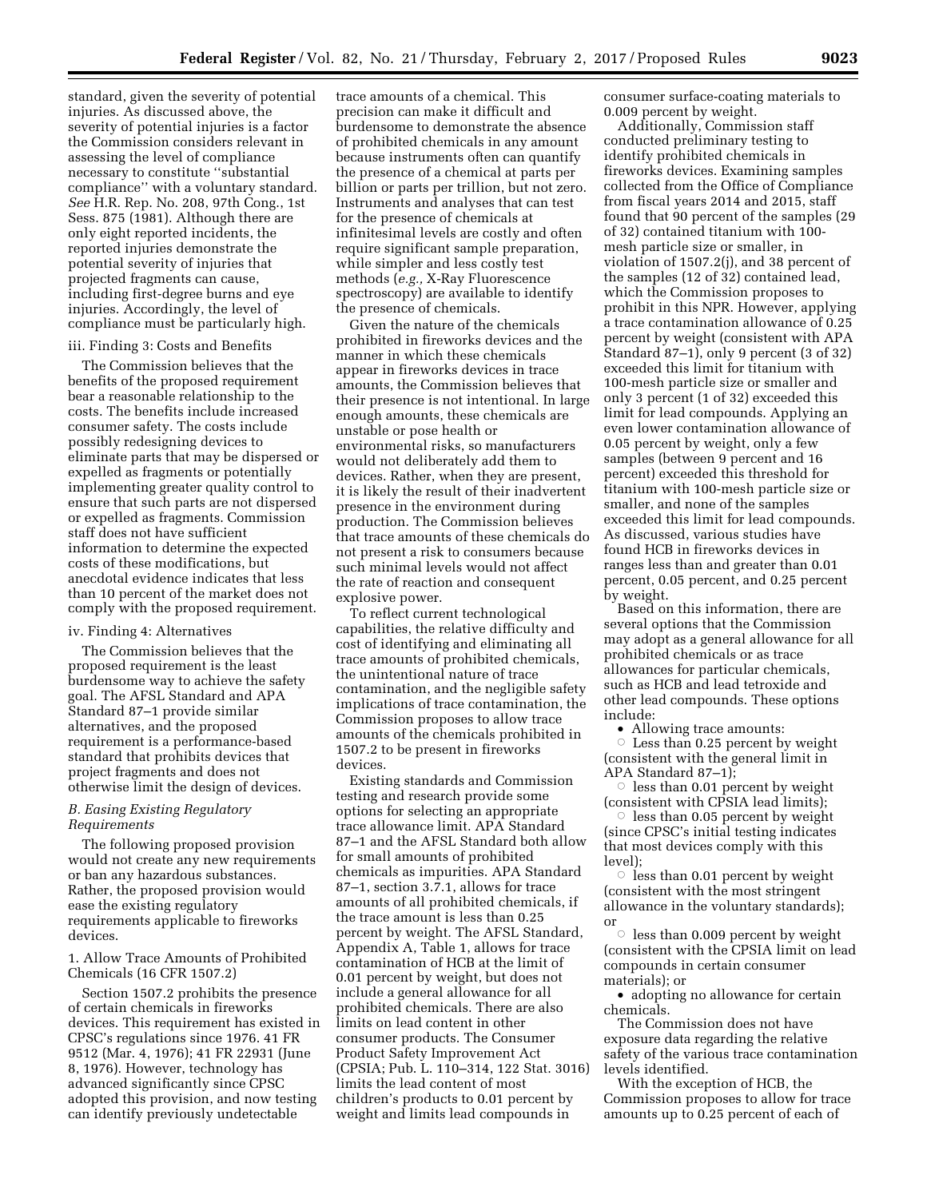standard, given the severity of potential injuries. As discussed above, the severity of potential injuries is a factor the Commission considers relevant in assessing the level of compliance necessary to constitute ''substantial compliance'' with a voluntary standard. *See* H.R. Rep. No. 208, 97th Cong., 1st Sess. 875 (1981). Although there are only eight reported incidents, the reported injuries demonstrate the potential severity of injuries that projected fragments can cause, including first-degree burns and eye injuries. Accordingly, the level of compliance must be particularly high.

iii. Finding 3: Costs and Benefits

The Commission believes that the benefits of the proposed requirement bear a reasonable relationship to the costs. The benefits include increased consumer safety. The costs include possibly redesigning devices to eliminate parts that may be dispersed or expelled as fragments or potentially implementing greater quality control to ensure that such parts are not dispersed or expelled as fragments. Commission staff does not have sufficient information to determine the expected costs of these modifications, but anecdotal evidence indicates that less than 10 percent of the market does not comply with the proposed requirement.

iv. Finding 4: Alternatives

The Commission believes that the proposed requirement is the least burdensome way to achieve the safety goal. The AFSL Standard and APA Standard 87–1 provide similar alternatives, and the proposed requirement is a performance-based standard that prohibits devices that project fragments and does not otherwise limit the design of devices.

### *B. Easing Existing Regulatory Requirements*

The following proposed provision would not create any new requirements or ban any hazardous substances. Rather, the proposed provision would ease the existing regulatory requirements applicable to fireworks devices.

#### 1. Allow Trace Amounts of Prohibited Chemicals (16 CFR 1507.2)

Section 1507.2 prohibits the presence of certain chemicals in fireworks devices. This requirement has existed in CPSC's regulations since 1976. 41 FR 9512 (Mar. 4, 1976); 41 FR 22931 (June 8, 1976). However, technology has advanced significantly since CPSC adopted this provision, and now testing can identify previously undetectable trace amounts of a chemical. This precision can make it difficult and burdensome to demonstrate the absence of prohibited chemicals in any amount because instruments often can quantify the presence of a chemical at parts per billion or parts per trillion, but not zero. Instruments and analyses that can test for the presence of chemicals at infinitesimal levels are costly and often require significant sample preparation, while simpler and less costly test methods (*e.g.,* X-Ray Fluorescence spectroscopy) are available to identify the presence of chemicals.

Given the nature of the chemicals prohibited in fireworks devices and the manner in which these chemicals appear in fireworks devices in trace amounts, the Commission believes that their presence is not intentional. In large enough amounts, these chemicals are unstable or pose health or environmental risks, so manufacturers would not deliberately add them to devices. Rather, when they are present, it is likely the result of their inadvertent presence in the environment during production. The Commission believes that trace amounts of these chemicals do not present a risk to consumers because such minimal levels would not affect the rate of reaction and consequent explosive power.

To reflect current technological capabilities, the relative difficulty and cost of identifying and eliminating all trace amounts of prohibited chemicals, the unintentional nature of trace contamination, and the negligible safety implications of trace contamination, the Commission proposes to allow trace amounts of the chemicals prohibited in 1507.2 to be present in fireworks devices.

Existing standards and Commission testing and research provide some options for selecting an appropriate trace allowance limit. APA Standard 87–1 and the AFSL Standard both allow for small amounts of prohibited chemicals as impurities. APA Standard 87–1, section 3.7.1, allows for trace amounts of all prohibited chemicals, if the trace amount is less than 0.25 percent by weight. The AFSL Standard, Appendix A, Table 1, allows for trace contamination of HCB at the limit of 0.01 percent by weight, but does not include a general allowance for all prohibited chemicals. There are also limits on lead content in other consumer products. The Consumer Product Safety Improvement Act (CPSIA; Pub. L. 110–314, 122 Stat. 3016) limits the lead content of most children's products to 0.01 percent by weight and limits lead compounds in consumer surface-coating materials to 0.009 percent by weight.

Additionally, Commission staff conducted preliminary testing to identify prohibited chemicals in fireworks devices. Examining samples collected from the Office of Compliance from fiscal years 2014 and 2015, staff found that 90 percent of the samples (29 of 32) contained titanium with 100-mesh particle size or smaller, in violation of 1507.2(j), and 38 percent of the samples (12 of 32) contained lead, which the Commission proposes to prohibit in this NPR. However, applying a trace contamination allowance of 0.25 percent by weight (consistent with APA Standard 87–1), only 9 percent (3 of 32) exceeded this limit for titanium with 100-mesh particle size or smaller and only 3 percent (1 of 32) exceeded this limit for lead compounds. Applying an even lower contamination allowance of 0.05 percent by weight, only a few samples (between 9 percent and 16 percent) exceeded this threshold for titanium with 100-mesh particle size or smaller, and none of the samples exceeded this limit for lead compounds. As discussed, various studies have found HCB in fireworks devices in ranges less than and greater than 0.01 percent, 0.05 percent, and 0.25 percent by weight.

Based on this information, there are several options that the Commission may adopt as a general allowance for all prohibited chemicals or as trace allowances for particular chemicals, such as HCB and lead tetroxide and other lead compounds. These options include:

- Allowing trace amounts:
  - Less than 0.25 percent by weight (consistent with the general limit in APA Standard 87–1);
  - less than 0.01 percent by weight (consistent with CPSIA lead limits);
  - less than 0.05 percent by weight (since CPSC's initial testing indicates that most devices comply with this level);
  - less than 0.01 percent by weight (consistent with the most stringent allowance in the voluntary standards); or
  - less than 0.009 percent by weight (consistent with the CPSIA limit on lead compounds in certain consumer materials); or
- adopting no allowance for certain chemicals.

The Commission does not have exposure data regarding the relative safety of the various trace contamination levels identified.

With the exception of HCB, the Commission proposes to allow for trace amounts up to 0.25 percent of each of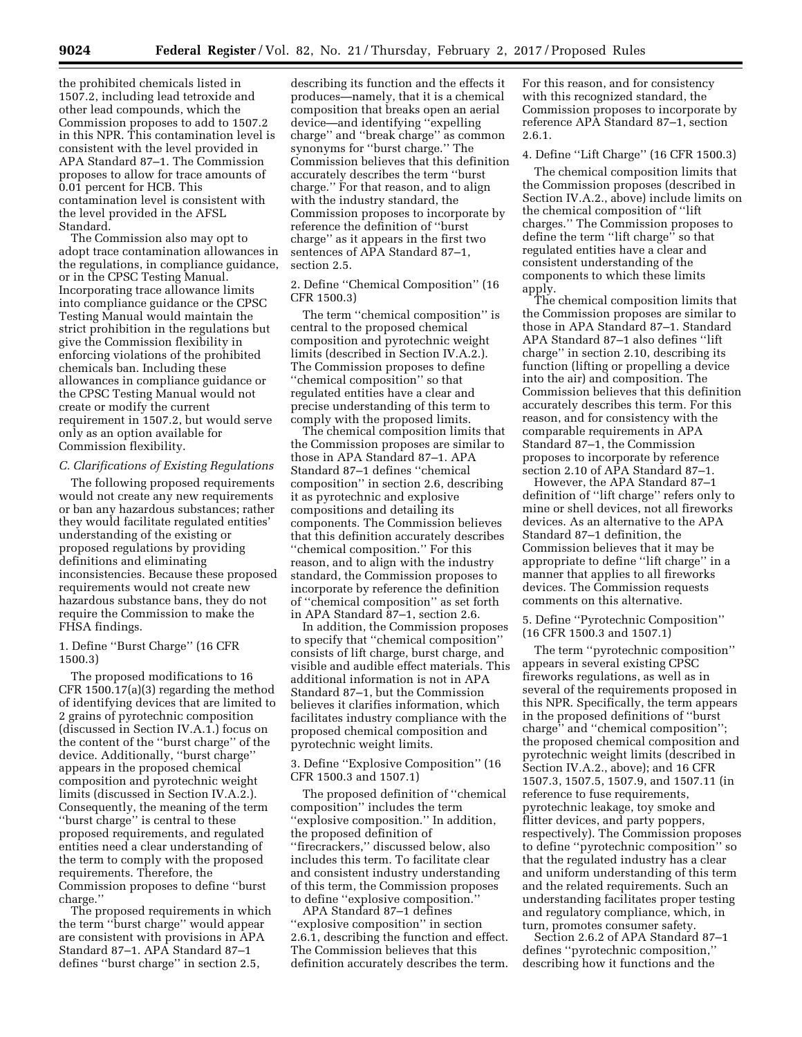the prohibited chemicals listed in 1507.2, including lead tetroxide and other lead compounds, which the Commission proposes to add to 1507.2 in this NPR. This contamination level is consistent with the level provided in APA Standard 87–1. The Commission proposes to allow for trace amounts of 0.01 percent for HCB. This contamination level is consistent with the level provided in the AFSL Standard.

The Commission also may opt to adopt trace contamination allowances in the regulations, in compliance guidance, or in the CPSC Testing Manual. Incorporating trace allowance limits into compliance guidance or the CPSC Testing Manual would maintain the strict prohibition in the regulations but give the Commission flexibility in enforcing violations of the prohibited chemicals ban. Including these allowances in compliance guidance or the CPSC Testing Manual would not create or modify the current requirement in 1507.2, but would serve only as an option available for Commission flexibility.

### *C. Clarifications of Existing Regulations*

The following proposed requirements would not create any new requirements or ban any hazardous substances; rather they would facilitate regulated entities' understanding of the existing or proposed regulations by providing definitions and eliminating inconsistencies. Because these proposed requirements would not create new hazardous substance bans, they do not require the Commission to make the FHSA findings.

#### 1. Define ''Burst Charge'' (16 CFR 1500.3)

The proposed modifications to 16 CFR 1500.17(a)(3) regarding the method of identifying devices that are limited to 2 grains of pyrotechnic composition (discussed in Section IV.A.1.) focus on the content of the ''burst charge'' of the device. Additionally, ''burst charge'' appears in the proposed chemical composition and pyrotechnic weight limits (discussed in Section IV.A.2.). Consequently, the meaning of the term ''burst charge'' is central to these proposed requirements, and regulated entities need a clear understanding of the term to comply with the proposed requirements. Therefore, the Commission proposes to define ''burst charge.''

The proposed requirements in which the term ''burst charge'' would appear are consistent with provisions in APA Standard 87–1. APA Standard 87–1 defines ''burst charge'' in section 2.5, describing its function and the effects it produces—namely, that it is a chemical composition that breaks open an aerial device—and identifying ''expelling charge'' and ''break charge'' as common synonyms for ''burst charge.'' The Commission believes that this definition accurately describes the term ''burst charge.'' For that reason, and to align with the industry standard, the Commission proposes to incorporate by reference the definition of ''burst charge'' as it appears in the first two sentences of APA Standard 87–1, section 2.5.

#### 2. Define ''Chemical Composition'' (16 CFR 1500.3)

The term ''chemical composition'' is central to the proposed chemical composition and pyrotechnic weight limits (described in Section IV.A.2.). The Commission proposes to define ''chemical composition'' so that regulated entities have a clear and precise understanding of this term to comply with the proposed limits.

The chemical composition limits that the Commission proposes are similar to those in APA Standard 87–1. APA Standard 87–1 defines ''chemical composition'' in section 2.6, describing it as pyrotechnic and explosive compositions and detailing its components. The Commission believes that this definition accurately describes ''chemical composition.'' For this reason, and to align with the industry standard, the Commission proposes to incorporate by reference the definition of ''chemical composition'' as set forth in APA Standard 87–1, section 2.6.

In addition, the Commission proposes to specify that ''chemical composition'' consists of lift charge, burst charge, and visible and audible effect materials. This additional information is not in APA Standard 87–1, but the Commission believes it clarifies information, which facilitates industry compliance with the proposed chemical composition and pyrotechnic weight limits.

#### 3. Define ''Explosive Composition'' (16 CFR 1500.3 and 1507.1)

The proposed definition of ''chemical composition'' includes the term ''explosive composition.'' In addition, the proposed definition of ''firecrackers,'' discussed below, also includes this term. To facilitate clear and consistent industry understanding of this term, the Commission proposes to define ''explosive composition.''

APA Standard 87–1 defines ''explosive composition'' in section 2.6.1, describing the function and effect. The Commission believes that this definition accurately describes the term. For this reason, and for consistency with this recognized standard, the Commission proposes to incorporate by reference APA Standard 87–1, section 2.6.1.

#### 4. Define ''Lift Charge'' (16 CFR 1500.3)

The chemical composition limits that the Commission proposes (described in Section IV.A.2., above) include limits on the chemical composition of ''lift charges.'' The Commission proposes to define the term ''lift charge'' so that regulated entities have a clear and consistent understanding of the components to which these limits apply.

The chemical composition limits that the Commission proposes are similar to those in APA Standard 87–1. Standard APA Standard 87–1 also defines ''lift charge'' in section 2.10, describing its function (lifting or propelling a device into the air) and composition. The Commission believes that this definition accurately describes this term. For this reason, and for consistency with the comparable requirements in APA Standard 87–1, the Commission proposes to incorporate by reference section 2.10 of APA Standard 87–1.

However, the APA Standard 87–1 definition of ''lift charge'' refers only to mine or shell devices, not all fireworks devices. As an alternative to the APA Standard 87–1 definition, the Commission believes that it may be appropriate to define ''lift charge'' in a manner that applies to all fireworks devices. The Commission requests comments on this alternative.

#### 5. Define ''Pyrotechnic Composition'' (16 CFR 1500.3 and 1507.1)

The term ''pyrotechnic composition'' appears in several existing CPSC fireworks regulations, as well as in several of the requirements proposed in this NPR. Specifically, the term appears in the proposed definitions of ''burst charge'' and ''chemical composition''; the proposed chemical composition and pyrotechnic weight limits (described in Section IV.A.2., above); and 16 CFR 1507.3, 1507.5, 1507.9, and 1507.11 (in reference to fuse requirements, pyrotechnic leakage, toy smoke and flitter devices, and party poppers, respectively). The Commission proposes to define ''pyrotechnic composition'' so that the regulated industry has a clear and uniform understanding of this term and the related requirements. Such an understanding facilitates proper testing and regulatory compliance, which, in turn, promotes consumer safety.

Section 2.6.2 of APA Standard 87–1 defines ''pyrotechnic composition,'' describing how it functions and the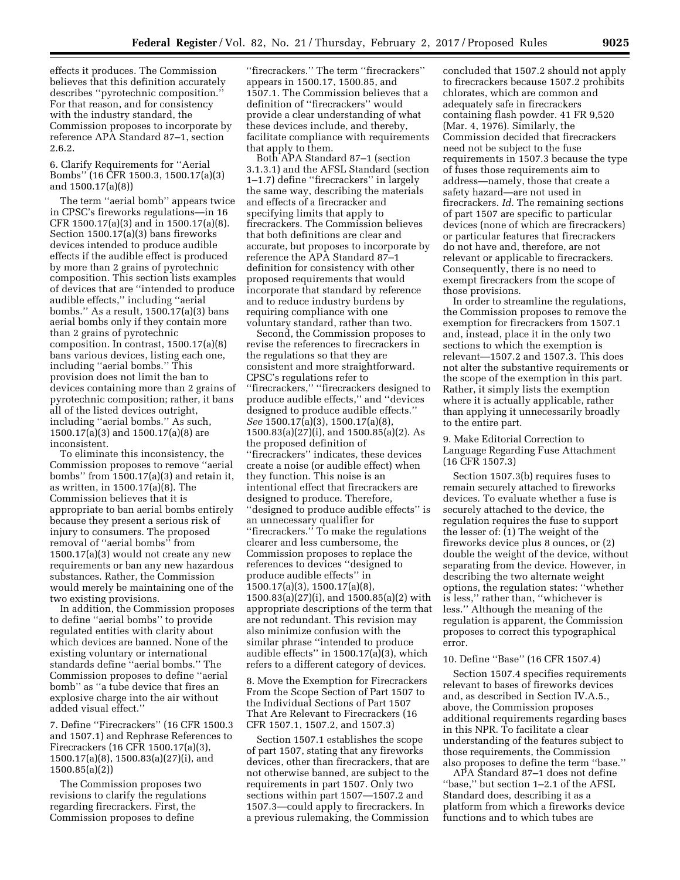effects it produces. The Commission believes that this definition accurately describes ''pyrotechnic composition.'' For that reason, and for consistency with the industry standard, the Commission proposes to incorporate by reference APA Standard 87–1, section 2.6.2.

6. Clarify Requirements for ''Aerial Bombs'' (16 CFR 1500.3, 1500.17(a)(3) and 1500.17(a)(8))

The term ''aerial bomb'' appears twice in CPSC's fireworks regulations—in 16 CFR 1500.17(a)(3) and in 1500.17(a)(8). Section 1500.17(a)(3) bans fireworks devices intended to produce audible effects if the audible effect is produced by more than 2 grains of pyrotechnic composition. This section lists examples of devices that are ''intended to produce audible effects,'' including ''aerial bombs.'' As a result, 1500.17(a)(3) bans aerial bombs only if they contain more than 2 grains of pyrotechnic composition. In contrast, 1500.17(a)(8) bans various devices, listing each one, including ''aerial bombs.'' This provision does not limit the ban to devices containing more than 2 grains of pyrotechnic composition; rather, it bans all of the listed devices outright, including ''aerial bombs.'' As such, 1500.17(a)(3) and 1500.17(a)(8) are inconsistent.

To eliminate this inconsistency, the Commission proposes to remove ''aerial bombs'' from 1500.17(a)(3) and retain it, as written, in 1500.17(a)(8). The Commission believes that it is appropriate to ban aerial bombs entirely because they present a serious risk of injury to consumers. The proposed removal of ''aerial bombs'' from 1500.17(a)(3) would not create any new requirements or ban any new hazardous substances. Rather, the Commission would merely be maintaining one of the two existing provisions.

In addition, the Commission proposes to define ''aerial bombs'' to provide regulated entities with clarity about which devices are banned. None of the existing voluntary or international standards define ''aerial bombs.'' The Commission proposes to define ''aerial bomb'' as ''a tube device that fires an explosive charge into the air without added visual effect.''

7. Define ''Firecrackers'' (16 CFR 1500.3 and 1507.1) and Rephrase References to Firecrackers (16 CFR 1500.17(a)(3), 1500.17(a)(8), 1500.83(a)(27)(i), and 1500.85(a)(2))

The Commission proposes two revisions to clarify the regulations regarding firecrackers. First, the Commission proposes to define ''firecrackers.'' The term ''firecrackers'' appears in 1500.17, 1500.85, and 1507.1. The Commission believes that a definition of ''firecrackers'' would provide a clear understanding of what these devices include, and thereby, facilitate compliance with requirements that apply to them.

Both APA Standard 87–1 (section 3.1.3.1) and the AFSL Standard (section 1–1.7) define ''firecrackers'' in largely the same way, describing the materials and effects of a firecracker and specifying limits that apply to firecrackers. The Commission believes that both definitions are clear and accurate, but proposes to incorporate by reference the APA Standard 87–1 definition for consistency with other proposed requirements that would incorporate that standard by reference and to reduce industry burdens by requiring compliance with one voluntary standard, rather than two.

Second, the Commission proposes to revise the references to firecrackers in the regulations so that they are consistent and more straightforward. CPSC's regulations refer to ''firecrackers,'' ''firecrackers designed to produce audible effects,'' and ''devices designed to produce audible effects.'' *See* 1500.17(a)(3), 1500.17(a)(8), 1500.83(a)(27)(i), and 1500.85(a)(2). As the proposed definition of ''firecrackers'' indicates, these devices create a noise (or audible effect) when they function. This noise is an intentional effect that firecrackers are designed to produce. Therefore, ''designed to produce audible effects'' is an unnecessary qualifier for ''firecrackers.'' To make the regulations clearer and less cumbersome, the Commission proposes to replace the references to devices ''designed to produce audible effects'' in 1500.17(a)(3), 1500.17(a)(8), 1500.83(a)(27)(i), and 1500.85(a)(2) with appropriate descriptions of the term that are not redundant. This revision may also minimize confusion with the similar phrase ''intended to produce audible effects'' in 1500.17(a)(3), which refers to a different category of devices.

8. Move the Exemption for Firecrackers From the Scope Section of Part 1507 to the Individual Sections of Part 1507 That Are Relevant to Firecrackers (16 CFR 1507.1, 1507.2, and 1507.3)

Section 1507.1 establishes the scope of part 1507, stating that any fireworks devices, other than firecrackers, that are not otherwise banned, are subject to the requirements in part 1507. Only two sections within part 1507—1507.2 and 1507.3—could apply to firecrackers. In a previous rulemaking, the Commission concluded that 1507.2 should not apply to firecrackers because 1507.2 prohibits chlorates, which are common and adequately safe in firecrackers containing flash powder. 41 FR 9,520 (Mar. 4, 1976). Similarly, the Commission decided that firecrackers need not be subject to the fuse requirements in 1507.3 because the type of fuses those requirements aim to address—namely, those that create a safety hazard—are not used in firecrackers. *Id.* The remaining sections of part 1507 are specific to particular devices (none of which are firecrackers) or particular features that firecrackers do not have and, therefore, are not relevant or applicable to firecrackers. Consequently, there is no need to exempt firecrackers from the scope of those provisions.

In order to streamline the regulations, the Commission proposes to remove the exemption for firecrackers from 1507.1 and, instead, place it in the only two sections to which the exemption is relevant—1507.2 and 1507.3. This does not alter the substantive requirements or the scope of the exemption in this part. Rather, it simply lists the exemption where it is actually applicable, rather than applying it unnecessarily broadly to the entire part.

9. Make Editorial Correction to Language Regarding Fuse Attachment (16 CFR 1507.3)

Section 1507.3(b) requires fuses to remain securely attached to fireworks devices. To evaluate whether a fuse is securely attached to the device, the regulation requires the fuse to support the lesser of: (1) The weight of the fireworks device plus 8 ounces, or (2) double the weight of the device, without separating from the device. However, in describing the two alternate weight options, the regulation states: ''whether is less,'' rather than, ''whichever is less.'' Although the meaning of the regulation is apparent, the Commission proposes to correct this typographical error.

10. Define ''Base'' (16 CFR 1507.4)

Section 1507.4 specifies requirements relevant to bases of fireworks devices and, as described in Section IV.A.5., above, the Commission proposes additional requirements regarding bases in this NPR. To facilitate a clear understanding of the features subject to those requirements, the Commission also proposes to define the term ''base.''

APA Standard 87–1 does not define ''base,'' but section 1–2.1 of the AFSL Standard does, describing it as a platform from which a fireworks device functions and to which tubes are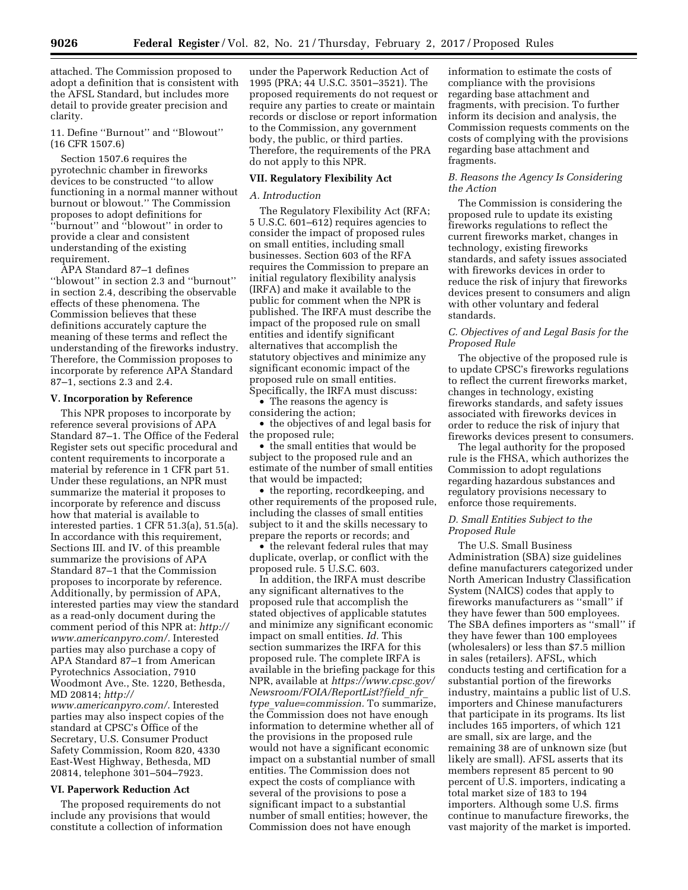attached. The Commission proposed to adopt a definition that is consistent with the AFSL Standard, but includes more detail to provide greater precision and clarity.

11. Define ''Burnout'' and ''Blowout'' (16 CFR 1507.6)

Section 1507.6 requires the pyrotechnic chamber in fireworks devices to be constructed ''to allow functioning in a normal manner without burnout or blowout.'' The Commission proposes to adopt definitions for ''burnout'' and ''blowout'' in order to provide a clear and consistent understanding of the existing requirement.

APA Standard 87–1 defines ''blowout'' in section 2.3 and ''burnout'' in section 2.4, describing the observable effects of these phenomena. The Commission believes that these definitions accurately capture the meaning of these terms and reflect the understanding of the fireworks industry. Therefore, the Commission proposes to incorporate by reference APA Standard 87–1, sections 2.3 and 2.4.

## V. Incorporation by Reference

This NPR proposes to incorporate by reference several provisions of APA Standard 87–1. The Office of the Federal Register sets out specific procedural and content requirements to incorporate a material by reference in 1 CFR part 51. Under these regulations, an NPR must summarize the material it proposes to incorporate by reference and discuss how that material is available to interested parties. 1 CFR 51.3(a), 51.5(a). In accordance with this requirement, Sections III. and IV. of this preamble summarize the provisions of APA Standard 87–1 that the Commission proposes to incorporate by reference. Additionally, by permission of APA, interested parties may view the standard as a read-only document during the comment period of this NPR at: *http://www.americanpyro.com/*. Interested parties may also purchase a copy of APA Standard 87–1 from American Pyrotechnics Association, 7910 Woodmont Ave., Ste. 1220, Bethesda, MD 20814; *http://www.americanpyro.com/*. Interested parties may also inspect copies of the standard at CPSC's Office of the Secretary, U.S. Consumer Product Safety Commission, Room 820, 4330 East-West Highway, Bethesda, MD 20814, telephone 301–504–7923.

## VI. Paperwork Reduction Act

The proposed requirements do not include any provisions that would constitute a collection of information under the Paperwork Reduction Act of 1995 (PRA; 44 U.S.C. 3501–3521). The proposed requirements do not request or require any parties to create or maintain records or disclose or report information to the Commission, any government body, the public, or third parties. Therefore, the requirements of the PRA do not apply to this NPR.

## VII. Regulatory Flexibility Act

### *A. Introduction*

The Regulatory Flexibility Act (RFA; 5 U.S.C. 601–612) requires agencies to consider the impact of proposed rules on small entities, including small businesses. Section 603 of the RFA requires the Commission to prepare an initial regulatory flexibility analysis (IRFA) and make it available to the public for comment when the NPR is published. The IRFA must describe the impact of the proposed rule on small entities and identify significant alternatives that accomplish the statutory objectives and minimize any significant economic impact of the proposed rule on small entities. Specifically, the IRFA must discuss:

- The reasons the agency is considering the action;
- the objectives of and legal basis for the proposed rule;
- the small entities that would be subject to the proposed rule and an estimate of the number of small entities that would be impacted;
- the reporting, recordkeeping, and other requirements of the proposed rule, including the classes of small entities subject to it and the skills necessary to prepare the reports or records; and
- the relevant federal rules that may duplicate, overlap, or conflict with the proposed rule. 5 U.S.C. 603.

In addition, the IRFA must describe any significant alternatives to the proposed rule that accomplish the stated objectives of applicable statutes and minimize any significant economic impact on small entities. *Id.* This section summarizes the IRFA for this proposed rule. The complete IRFA is available in the briefing package for this NPR, available at *https://www.cpsc.gov/Newsroom/FOIA/ReportList?field_nfr_type_value=commission.* To summarize, the Commission does not have enough information to determine whether all of the provisions in the proposed rule would not have a significant economic impact on a substantial number of small entities. The Commission does not expect the costs of compliance with several of the provisions to pose a significant impact to a substantial number of small entities; however, the Commission does not have enough information to estimate the costs of compliance with the provisions regarding base attachment and fragments, with precision. To further inform its decision and analysis, the Commission requests comments on the costs of complying with the provisions regarding base attachment and fragments.

### *B. Reasons the Agency Is Considering the Action*

The Commission is considering the proposed rule to update its existing fireworks regulations to reflect the current fireworks market, changes in technology, existing fireworks standards, and safety issues associated with fireworks devices in order to reduce the risk of injury that fireworks devices present to consumers and align with other voluntary and federal standards.

### *C. Objectives of and Legal Basis for the Proposed Rule*

The objective of the proposed rule is to update CPSC's fireworks regulations to reflect the current fireworks market, changes in technology, existing fireworks standards, and safety issues associated with fireworks devices in order to reduce the risk of injury that fireworks devices present to consumers.

The legal authority for the proposed rule is the FHSA, which authorizes the Commission to adopt regulations regarding hazardous substances and regulatory provisions necessary to enforce those requirements.

### *D. Small Entities Subject to the Proposed Rule*

The U.S. Small Business Administration (SBA) size guidelines define manufacturers categorized under North American Industry Classification System (NAICS) codes that apply to fireworks manufacturers as ''small'' if they have fewer than 500 employees. The SBA defines importers as ''small'' if they have fewer than 100 employees (wholesalers) or less than $7.5 million in sales (retailers). AFSL, which conducts testing and certification for a substantial portion of the fireworks industry, maintains a public list of U.S. importers and Chinese manufacturers that participate in its programs. Its list includes 165 importers, of which 121 are small, six are large, and the remaining 38 are of unknown size (but likely are small). AFSL asserts that its members represent 85 percent to 90 percent of U.S. importers, indicating a total market size of 183 to 194 importers. Although some U.S. firms continue to manufacture fireworks, the vast majority of the market is imported.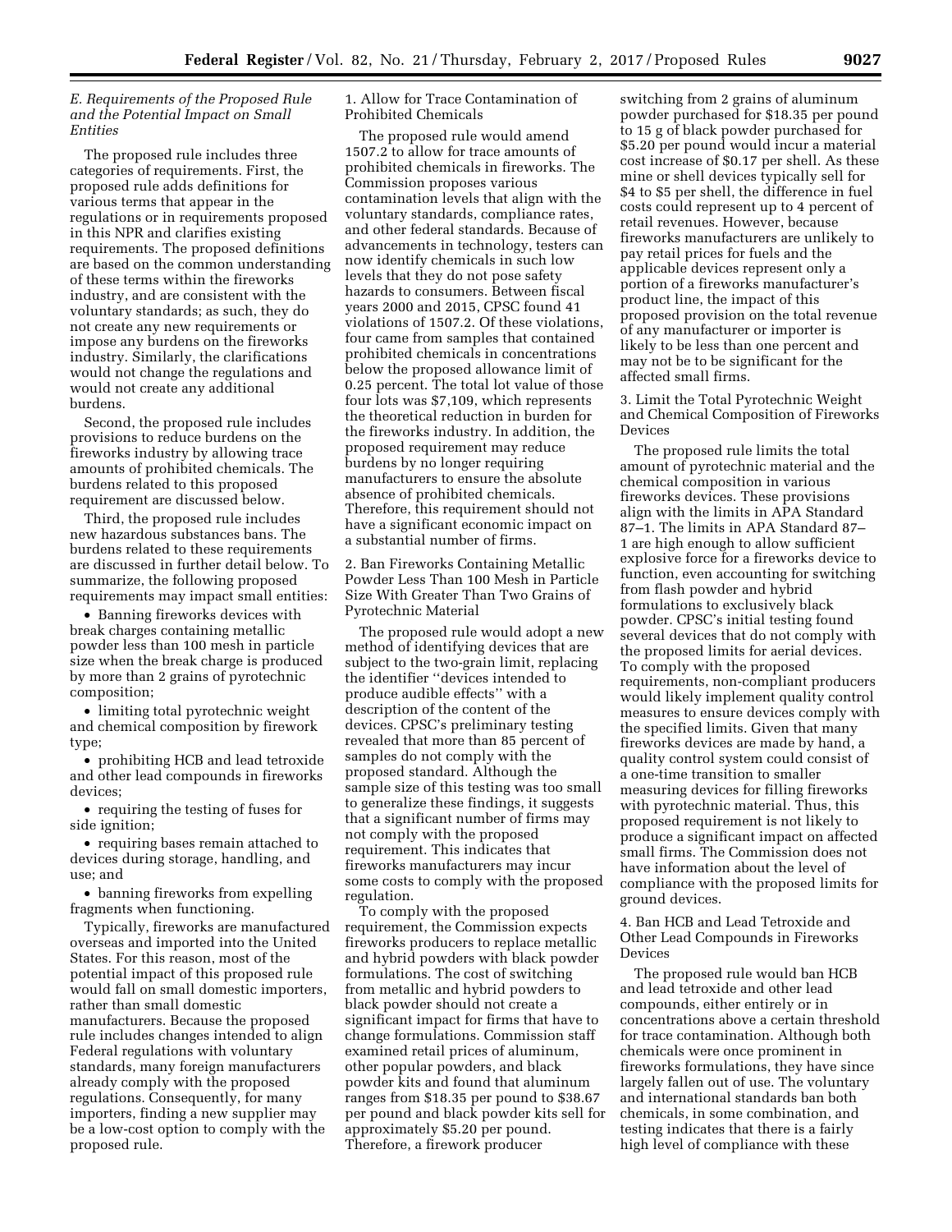*E. Requirements of the Proposed Rule and the Potential Impact on Small Entities*

The proposed rule includes three categories of requirements. First, the proposed rule adds definitions for various terms that appear in the regulations or in requirements proposed in this NPR and clarifies existing requirements. The proposed definitions are based on the common understanding of these terms within the fireworks industry, and are consistent with the voluntary standards; as such, they do not create any new requirements or impose any burdens on the fireworks industry. Similarly, the clarifications would not change the regulations and would not create any additional burdens.

Second, the proposed rule includes provisions to reduce burdens on the fireworks industry by allowing trace amounts of prohibited chemicals. The burdens related to this proposed requirement are discussed below.

Third, the proposed rule includes new hazardous substances bans. The burdens related to these requirements are discussed in further detail below. To summarize, the following proposed requirements may impact small entities:

- Banning fireworks devices with break charges containing metallic powder less than 100 mesh in particle size when the break charge is produced by more than 2 grains of pyrotechnic composition;
- limiting total pyrotechnic weight and chemical composition by firework type;
- prohibiting HCB and lead tetroxide and other lead compounds in fireworks devices;
- requiring the testing of fuses for side ignition;
- requiring bases remain attached to devices during storage, handling, and use; and
- banning fireworks from expelling fragments when functioning.

Typically, fireworks are manufactured overseas and imported into the United States. For this reason, most of the potential impact of this proposed rule would fall on small domestic importers, rather than small domestic manufacturers. Because the proposed rule includes changes intended to align Federal regulations with voluntary standards, many foreign manufacturers already comply with the proposed regulations. Consequently, for many importers, finding a new supplier may be a low-cost option to comply with the proposed rule.

1. Allow for Trace Contamination of Prohibited Chemicals

The proposed rule would amend 1507.2 to allow for trace amounts of prohibited chemicals in fireworks. The Commission proposes various contamination levels that align with the voluntary standards, compliance rates, and other federal standards. Because of advancements in technology, testers can now identify chemicals in such low levels that they do not pose safety hazards to consumers. Between fiscal years 2000 and 2015, CPSC found 41 violations of 1507.2. Of these violations, four came from samples that contained prohibited chemicals in concentrations below the proposed allowance limit of 0.25 percent. The total lot value of those four lots was $7,109, which represents the theoretical reduction in burden for the fireworks industry. In addition, the proposed requirement may reduce burdens by no longer requiring manufacturers to ensure the absolute absence of prohibited chemicals. Therefore, this requirement should not have a significant economic impact on a substantial number of firms.

2. Ban Fireworks Containing Metallic Powder Less Than 100 Mesh in Particle Size With Greater Than Two Grains of Pyrotechnic Material

The proposed rule would adopt a new method of identifying devices that are subject to the two-grain limit, replacing the identifier ''devices intended to produce audible effects'' with a description of the content of the devices. CPSC's preliminary testing revealed that more than 85 percent of samples do not comply with the proposed standard. Although the sample size of this testing was too small to generalize these findings, it suggests that a significant number of firms may not comply with the proposed requirement. This indicates that fireworks manufacturers may incur some costs to comply with the proposed regulation.

To comply with the proposed requirement, the Commission expects fireworks producers to replace metallic and hybrid powders with black powder formulations. The cost of switching from metallic and hybrid powders to black powder should not create a significant impact for firms that have to change formulations. Commission staff examined retail prices of aluminum, other popular powders, and black powder kits and found that aluminum ranges from $18.35 per pound to $38.67 per pound and black powder kits sell for approximately $5.20 per pound. Therefore, a firework producer switching from 2 grains of aluminum powder purchased for $18.35 per pound to 15 g of black powder purchased for $5.20 per pound would incur a material cost increase of $0.17 per shell. As these mine or shell devices typically sell for $4 to $5 per shell, the difference in fuel costs could represent up to 4 percent of retail revenues. However, because fireworks manufacturers are unlikely to pay retail prices for fuels and the applicable devices represent only a portion of a fireworks manufacturer's product line, the impact of this proposed provision on the total revenue of any manufacturer or importer is likely to be less than one percent and may not be to be significant for the affected small firms.

3. Limit the Total Pyrotechnic Weight and Chemical Composition of Fireworks Devices

The proposed rule limits the total amount of pyrotechnic material and the chemical composition in various fireworks devices. These provisions align with the limits in APA Standard 87–1. The limits in APA Standard 87–1 are high enough to allow sufficient explosive force for a fireworks device to function, even accounting for switching from flash powder and hybrid formulations to exclusively black powder. CPSC's initial testing found several devices that do not comply with the proposed limits for aerial devices. To comply with the proposed requirements, non-compliant producers would likely implement quality control measures to ensure devices comply with the specified limits. Given that many fireworks devices are made by hand, a quality control system could consist of a one-time transition to smaller measuring devices for filling fireworks with pyrotechnic material. Thus, this proposed requirement is not likely to produce a significant impact on affected small firms. The Commission does not have information about the level of compliance with the proposed limits for ground devices.

4. Ban HCB and Lead Tetroxide and Other Lead Compounds in Fireworks Devices

The proposed rule would ban HCB and lead tetroxide and other lead compounds, either entirely or in concentrations above a certain threshold for trace contamination. Although both chemicals were once prominent in fireworks formulations, they have since largely fallen out of use. The voluntary and international standards ban both chemicals, in some combination, and testing indicates that there is a fairly high level of compliance with these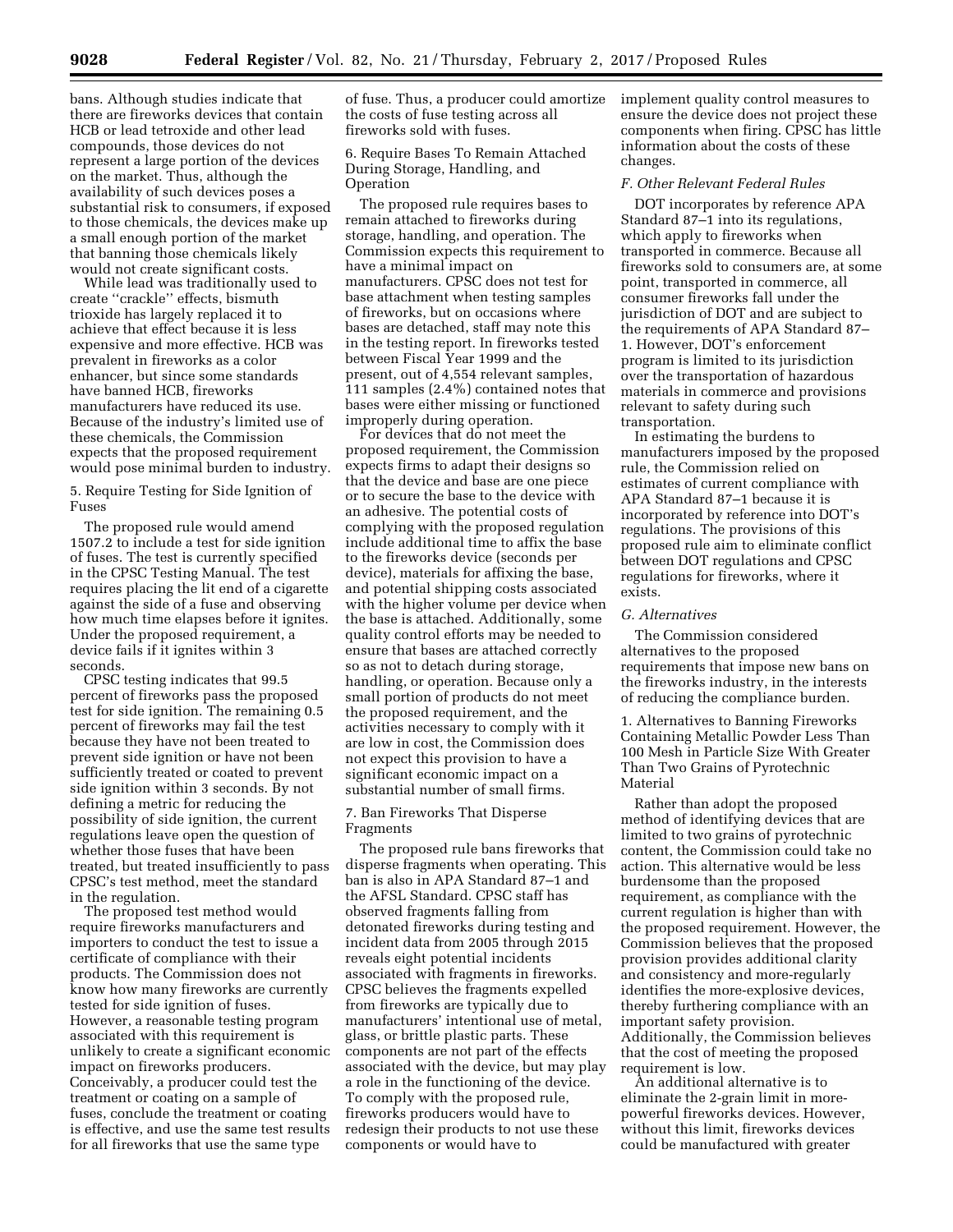bans. Although studies indicate that there are fireworks devices that contain HCB or lead tetroxide and other lead compounds, those devices do not represent a large portion of the devices on the market. Thus, although the availability of such devices poses a substantial risk to consumers, if exposed to those chemicals, the devices make up a small enough portion of the market that banning those chemicals likely would not create significant costs.

While lead was traditionally used to create ''crackle'' effects, bismuth trioxide has largely replaced it to achieve that effect because it is less expensive and more effective. HCB was prevalent in fireworks as a color enhancer, but since some standards have banned HCB, fireworks manufacturers have reduced its use. Because of the industry's limited use of these chemicals, the Commission expects that the proposed requirement would pose minimal burden to industry.

5. Require Testing for Side Ignition of Fuses

The proposed rule would amend 1507.2 to include a test for side ignition of fuses. The test is currently specified in the CPSC Testing Manual. The test requires placing the lit end of a cigarette against the side of a fuse and observing how much time elapses before it ignites. Under the proposed requirement, a device fails if it ignites within 3 seconds.

CPSC testing indicates that 99.5 percent of fireworks pass the proposed test for side ignition. The remaining 0.5 percent of fireworks may fail the test because they have not been treated to prevent side ignition or have not been sufficiently treated or coated to prevent side ignition within 3 seconds. By not defining a metric for reducing the possibility of side ignition, the current regulations leave open the question of whether those fuses that have been treated, but treated insufficiently to pass CPSC's test method, meet the standard in the regulation.

The proposed test method would require fireworks manufacturers and importers to conduct the test to issue a certificate of compliance with their products. The Commission does not know how many fireworks are currently tested for side ignition of fuses. However, a reasonable testing program associated with this requirement is unlikely to create a significant economic impact on fireworks producers. Conceivably, a producer could test the treatment or coating on a sample of fuses, conclude the treatment or coating is effective, and use the same test results for all fireworks that use the same type of fuse. Thus, a producer could amortize the costs of fuse testing across all fireworks sold with fuses.

6. Require Bases To Remain Attached During Storage, Handling, and Operation

The proposed rule requires bases to remain attached to fireworks during storage, handling, and operation. The Commission expects this requirement to have a minimal impact on manufacturers. CPSC does not test for base attachment when testing samples of fireworks, but on occasions where bases are detached, staff may note this in the testing report. In fireworks tested between Fiscal Year 1999 and the present, out of 4,554 relevant samples, 111 samples (2.4%) contained notes that bases were either missing or functioned improperly during operation.

For devices that do not meet the proposed requirement, the Commission expects firms to adapt their designs so that the device and base are one piece or to secure the base to the device with an adhesive. The potential costs of complying with the proposed regulation include additional time to affix the base to the fireworks device (seconds per device), materials for affixing the base, and potential shipping costs associated with the higher volume per device when the base is attached. Additionally, some quality control efforts may be needed to ensure that bases are attached correctly so as not to detach during storage, handling, or operation. Because only a small portion of products do not meet the proposed requirement, and the activities necessary to comply with it are low in cost, the Commission does not expect this provision to have a significant economic impact on a substantial number of small firms.

7. Ban Fireworks That Disperse Fragments

The proposed rule bans fireworks that disperse fragments when operating. This ban is also in APA Standard 87–1 and the AFSL Standard. CPSC staff has observed fragments falling from detonated fireworks during testing and incident data from 2005 through 2015 reveals eight potential incidents associated with fragments in fireworks. CPSC believes the fragments expelled from fireworks are typically due to manufacturers' intentional use of metal, glass, or brittle plastic parts. These components are not part of the effects associated with the device, but may play a role in the functioning of the device. To comply with the proposed rule, fireworks producers would have to redesign their products to not use these components or would have to implement quality control measures to ensure the device does not project these components when firing. CPSC has little information about the costs of these changes.

*F. Other Relevant Federal Rules*

DOT incorporates by reference APA Standard 87–1 into its regulations, which apply to fireworks when transported in commerce. Because all fireworks sold to consumers are, at some point, transported in commerce, all consumer fireworks fall under the jurisdiction of DOT and are subject to the requirements of APA Standard 87–1. However, DOT's enforcement program is limited to its jurisdiction over the transportation of hazardous materials in commerce and provisions relevant to safety during such transportation.

In estimating the burdens to manufacturers imposed by the proposed rule, the Commission relied on estimates of current compliance with APA Standard 87–1 because it is incorporated by reference into DOT's regulations. The provisions of this proposed rule aim to eliminate conflict between DOT regulations and CPSC regulations for fireworks, where it exists.

*G. Alternatives*

The Commission considered alternatives to the proposed requirements that impose new bans on the fireworks industry, in the interests of reducing the compliance burden.

1. Alternatives to Banning Fireworks Containing Metallic Powder Less Than 100 Mesh in Particle Size With Greater Than Two Grains of Pyrotechnic Material

Rather than adopt the proposed method of identifying devices that are limited to two grains of pyrotechnic content, the Commission could take no action. This alternative would be less burdensome than the proposed requirement, as compliance with the current regulation is higher than with the proposed requirement. However, the Commission believes that the proposed provision provides additional clarity and consistency and more-regularly identifies the more-explosive devices, thereby furthering compliance with an important safety provision. Additionally, the Commission believes that the cost of meeting the proposed requirement is low.

An additional alternative is to eliminate the 2-grain limit in more-powerful fireworks devices. However, without this limit, fireworks devices could be manufactured with greater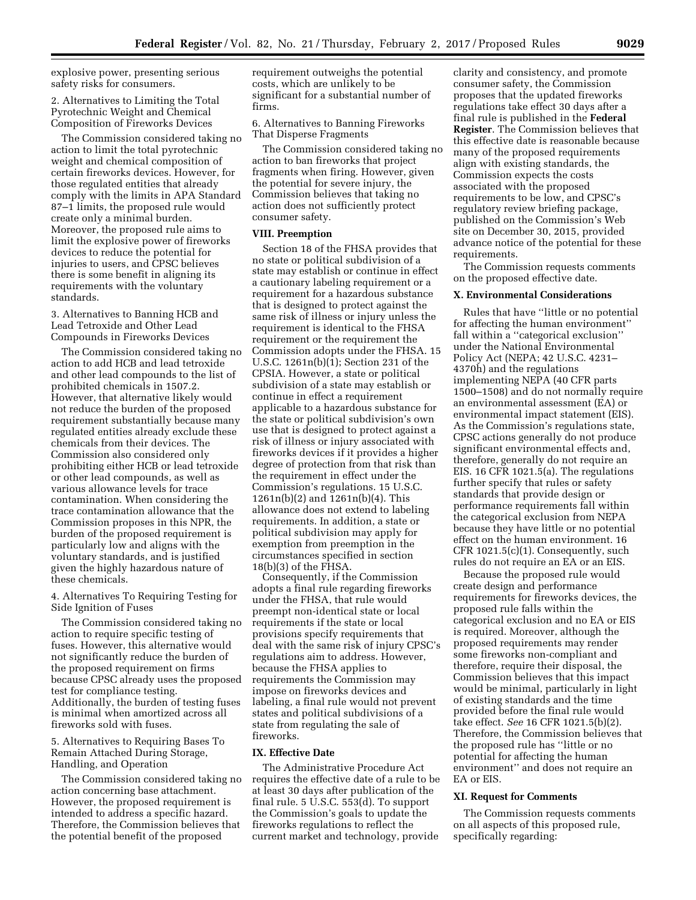explosive power, presenting serious safety risks for consumers.

2. Alternatives to Limiting the Total Pyrotechnic Weight and Chemical Composition of Fireworks Devices

The Commission considered taking no action to limit the total pyrotechnic weight and chemical composition of certain fireworks devices. However, for those regulated entities that already comply with the limits in APA Standard 87–1 limits, the proposed rule would create only a minimal burden. Moreover, the proposed rule aims to limit the explosive power of fireworks devices to reduce the potential for injuries to users, and CPSC believes there is some benefit in aligning its requirements with the voluntary standards.

3. Alternatives to Banning HCB and Lead Tetroxide and Other Lead Compounds in Fireworks Devices

The Commission considered taking no action to add HCB and lead tetroxide and other lead compounds to the list of prohibited chemicals in 1507.2. However, that alternative likely would not reduce the burden of the proposed requirement substantially because many regulated entities already exclude these chemicals from their devices. The Commission also considered only prohibiting either HCB or lead tetroxide or other lead compounds, as well as various allowance levels for trace contamination. When considering the trace contamination allowance that the Commission proposes in this NPR, the burden of the proposed requirement is particularly low and aligns with the voluntary standards, and is justified given the highly hazardous nature of these chemicals.

4. Alternatives To Requiring Testing for Side Ignition of Fuses

The Commission considered taking no action to require specific testing of fuses. However, this alternative would not significantly reduce the burden of the proposed requirement on firms because CPSC already uses the proposed test for compliance testing. Additionally, the burden of testing fuses is minimal when amortized across all fireworks sold with fuses.

5. Alternatives to Requiring Bases To Remain Attached During Storage, Handling, and Operation

The Commission considered taking no action concerning base attachment. However, the proposed requirement is intended to address a specific hazard. Therefore, the Commission believes that the potential benefit of the proposed requirement outweighs the potential costs, which are unlikely to be significant for a substantial number of firms.

6. Alternatives to Banning Fireworks That Disperse Fragments

The Commission considered taking no action to ban fireworks that project fragments when firing. However, given the potential for severe injury, the Commission believes that taking no action does not sufficiently protect consumer safety.

## VIII. Preemption

Section 18 of the FHSA provides that no state or political subdivision of a state may establish or continue in effect a cautionary labeling requirement or a requirement for a hazardous substance that is designed to protect against the same risk of illness or injury unless the requirement is identical to the FHSA requirement or the requirement the Commission adopts under the FHSA. 15 U.S.C. 1261n(b)(1); Section 231 of the CPSIA. However, a state or political subdivision of a state may establish or continue in effect a requirement applicable to a hazardous substance for the state or political subdivision's own use that is designed to protect against a risk of illness or injury associated with fireworks devices if it provides a higher degree of protection from that risk than the requirement in effect under the Commission's regulations. 15 U.S.C. 1261n(b)(2) and 1261n(b)(4). This allowance does not extend to labeling requirements. In addition, a state or political subdivision may apply for exemption from preemption in the circumstances specified in section 18(b)(3) of the FHSA.

Consequently, if the Commission adopts a final rule regarding fireworks under the FHSA, that rule would preempt non-identical state or local requirements if the state or local provisions specify requirements that deal with the same risk of injury CPSC's regulations aim to address. However, because the FHSA applies to requirements the Commission may impose on fireworks devices and labeling, a final rule would not prevent states and political subdivisions of a state from regulating the sale of fireworks.

## IX. Effective Date

The Administrative Procedure Act requires the effective date of a rule to be at least 30 days after publication of the final rule. 5 U.S.C. 553(d). To support the Commission's goals to update the fireworks regulations to reflect the current market and technology, provide clarity and consistency, and promote consumer safety, the Commission proposes that the updated fireworks regulations take effect 30 days after a final rule is published in the **Federal Register**. The Commission believes that this effective date is reasonable because many of the proposed requirements align with existing standards, the Commission expects the costs associated with the proposed requirements to be low, and CPSC's regulatory review briefing package, published on the Commission's Web site on December 30, 2015, provided advance notice of the potential for these requirements.

The Commission requests comments on the proposed effective date.

## X. Environmental Considerations

Rules that have ''little or no potential for affecting the human environment'' fall within a ''categorical exclusion'' under the National Environmental Policy Act (NEPA; 42 U.S.C. 4231–4370h) and the regulations implementing NEPA (40 CFR parts 1500–1508) and do not normally require an environmental assessment (EA) or environmental impact statement (EIS). As the Commission's regulations state, CPSC actions generally do not produce significant environmental effects and, therefore, generally do not require an EIS. 16 CFR 1021.5(a). The regulations further specify that rules or safety standards that provide design or performance requirements fall within the categorical exclusion from NEPA because they have little or no potential effect on the human environment. 16 CFR 1021.5(c)(1). Consequently, such rules do not require an EA or an EIS.

Because the proposed rule would create design and performance requirements for fireworks devices, the proposed rule falls within the categorical exclusion and no EA or EIS is required. Moreover, although the proposed requirements may render some fireworks non-compliant and therefore, require their disposal, the Commission believes that this impact would be minimal, particularly in light of existing standards and the time provided before the final rule would take effect. *See* 16 CFR 1021.5(b)(2). Therefore, the Commission believes that the proposed rule has ''little or no potential for affecting the human environment'' and does not require an EA or EIS.

## XI. Request for Comments

The Commission requests comments on all aspects of this proposed rule, specifically regarding: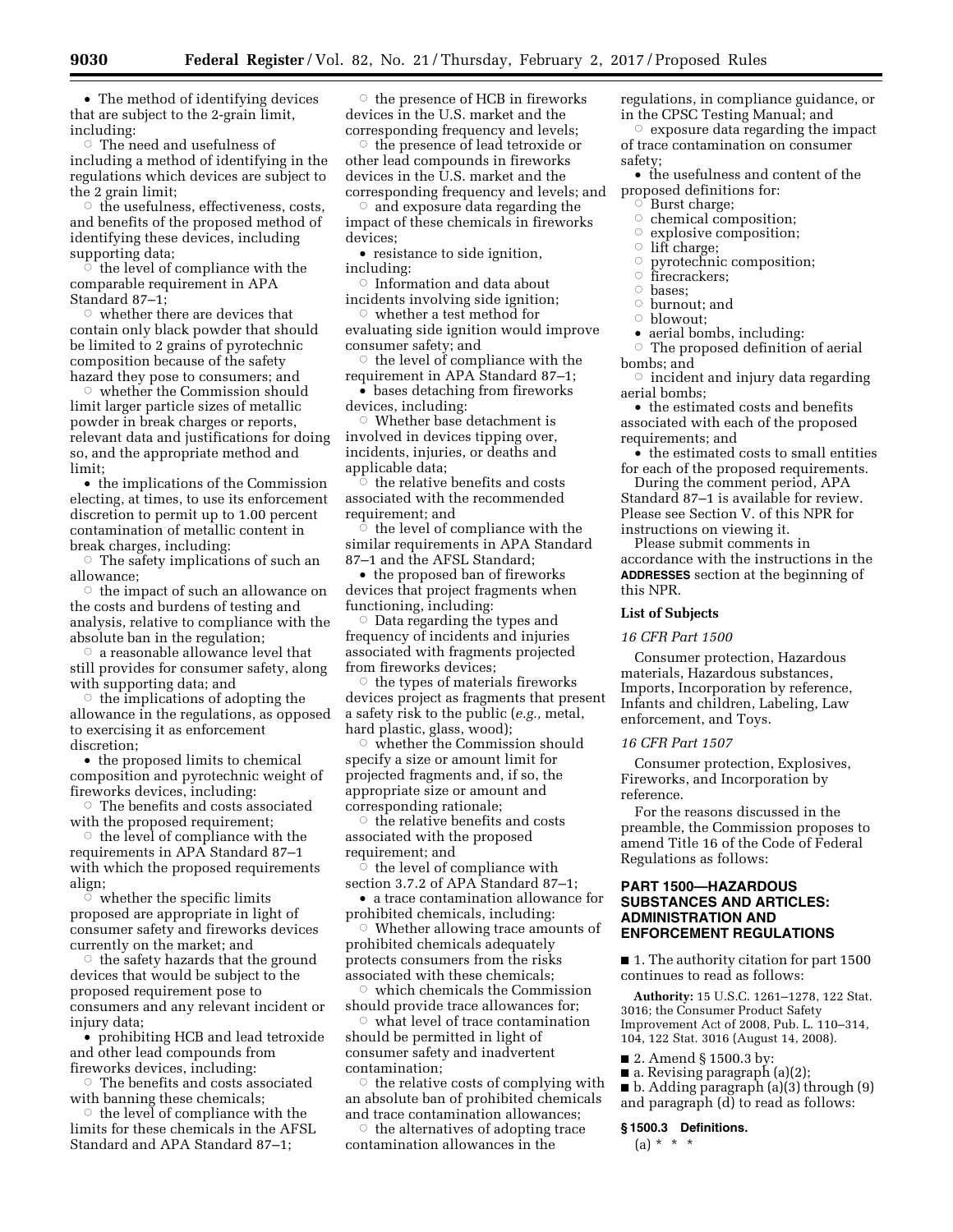- The method of identifying devices that are subject to the 2-grain limit, including:
  - The need and usefulness of including a method of identifying in the regulations which devices are subject to the 2 grain limit;
  - the usefulness, effectiveness, costs, and benefits of the proposed method of identifying these devices, including supporting data;
  - the level of compliance with the comparable requirement in APA Standard 87–1;
  - whether there are devices that contain only black powder that should be limited to 2 grains of pyrotechnic composition because of the safety hazard they pose to consumers; and
  - whether the Commission should limit larger particle sizes of metallic powder in break charges or reports, relevant data and justifications for doing so, and the appropriate method and limit;
- the implications of the Commission electing, at times, to use its enforcement discretion to permit up to 1.00 percent contamination of metallic content in break charges, including:
  - The safety implications of such an allowance;
  - the impact of such an allowance on the costs and burdens of testing and analysis, relative to compliance with the absolute ban in the regulation;
  - a reasonable allowance level that still provides for consumer safety, along with supporting data; and
  - the implications of adopting the allowance in the regulations, as opposed to exercising it as enforcement discretion;
- the proposed limits to chemical composition and pyrotechnic weight of fireworks devices, including:
  - The benefits and costs associated with the proposed requirement;
  - the level of compliance with the requirements in APA Standard 87–1 with which the proposed requirements align;
  - whether the specific limits proposed are appropriate in light of consumer safety and fireworks devices currently on the market; and
  - the safety hazards that the ground devices that would be subject to the proposed requirement pose to consumers and any relevant incident or injury data;
- prohibiting HCB and lead tetroxide and other lead compounds from fireworks devices, including:
  - The benefits and costs associated with banning these chemicals;
  - the level of compliance with the limits for these chemicals in the AFSL Standard and APA Standard 87–1;
  - the presence of HCB in fireworks devices in the U.S. market and the corresponding frequency and levels;
  - the presence of lead tetroxide or other lead compounds in fireworks devices in the U.S. market and the corresponding frequency and levels; and
  - and exposure data regarding the impact of these chemicals in fireworks devices;
- resistance to side ignition, including:
  - Information and data about incidents involving side ignition;
  - whether a test method for evaluating side ignition would improve consumer safety; and
  - the level of compliance with the requirement in APA Standard 87–1;
- bases detaching from fireworks devices, including:
  - Whether base detachment is involved in devices tipping over, incidents, injuries, or deaths and applicable data;
  - the relative benefits and costs associated with the recommended requirement; and
  - the level of compliance with the similar requirements in APA Standard 87–1 and the AFSL Standard;
- the proposed ban of fireworks devices that project fragments when functioning, including:
  - Data regarding the types and frequency of incidents and injuries associated with fragments projected from fireworks devices;
  - the types of materials fireworks devices project as fragments that present a safety risk to the public (*e.g.,* metal, hard plastic, glass, wood);
  - whether the Commission should specify a size or amount limit for projected fragments and, if so, the appropriate size or amount and corresponding rationale;
  - the relative benefits and costs associated with the proposed requirement; and
  - the level of compliance with section 3.7.2 of APA Standard 87–1;
- a trace contamination allowance for prohibited chemicals, including:
  - Whether allowing trace amounts of prohibited chemicals adequately protects consumers from the risks associated with these chemicals;
  - which chemicals the Commission should provide trace allowances for;
  - what level of trace contamination should be permitted in light of consumer safety and inadvertent contamination;
  - the relative costs of complying with an absolute ban of prohibited chemicals and trace contamination allowances;
  - the alternatives of adopting trace contamination allowances in the regulations, in compliance guidance, or in the CPSC Testing Manual; and
  - exposure data regarding the impact of trace contamination on consumer safety;
- the usefulness and content of the proposed definitions for:
  - Burst charge;
  - chemical composition;
  - explosive composition;
  - lift charge;
  - pyrotechnic composition;
  - firecrackers;
  - bases;
  - burnout; and
  - blowout;
- aerial bombs, including:
  - The proposed definition of aerial bombs; and
  - incident and injury data regarding aerial bombs;
- the estimated costs and benefits associated with each of the proposed requirements; and
- the estimated costs to small entities for each of the proposed requirements.

During the comment period, APA Standard 87–1 is available for review. Please see Section V. of this NPR for instructions on viewing it.

Please submit comments in accordance with the instructions in the **ADDRESSES** section at the beginning of this NPR.

## List of Subjects

*16 CFR Part 1500*

Consumer protection, Hazardous materials, Hazardous substances, Imports, Incorporation by reference, Infants and children, Labeling, Law enforcement, and Toys.

*16 CFR Part 1507*

Consumer protection, Explosives, Fireworks, and Incorporation by reference.

For the reasons discussed in the preamble, the Commission proposes to amend Title 16 of the Code of Federal Regulations as follows:

## PART 1500—HAZARDOUS SUBSTANCES AND ARTICLES: ADMINISTRATION AND ENFORCEMENT REGULATIONS

■ 1. The authority citation for part 1500 continues to read as follows:

**Authority:** 15 U.S.C. 1261–1278, 122 Stat. 3016; the Consumer Product Safety Improvement Act of 2008, Pub. L. 110–314, 104, 122 Stat. 3016 (August 14, 2008).

■ 2. Amend § 1500.3 by:

■ a. Revising paragraph (a)(2);

■ b. Adding paragraph (a)(3) through (9) and paragraph (d) to read as follows:

**§ 1500.3 Definitions.**

(a) * * *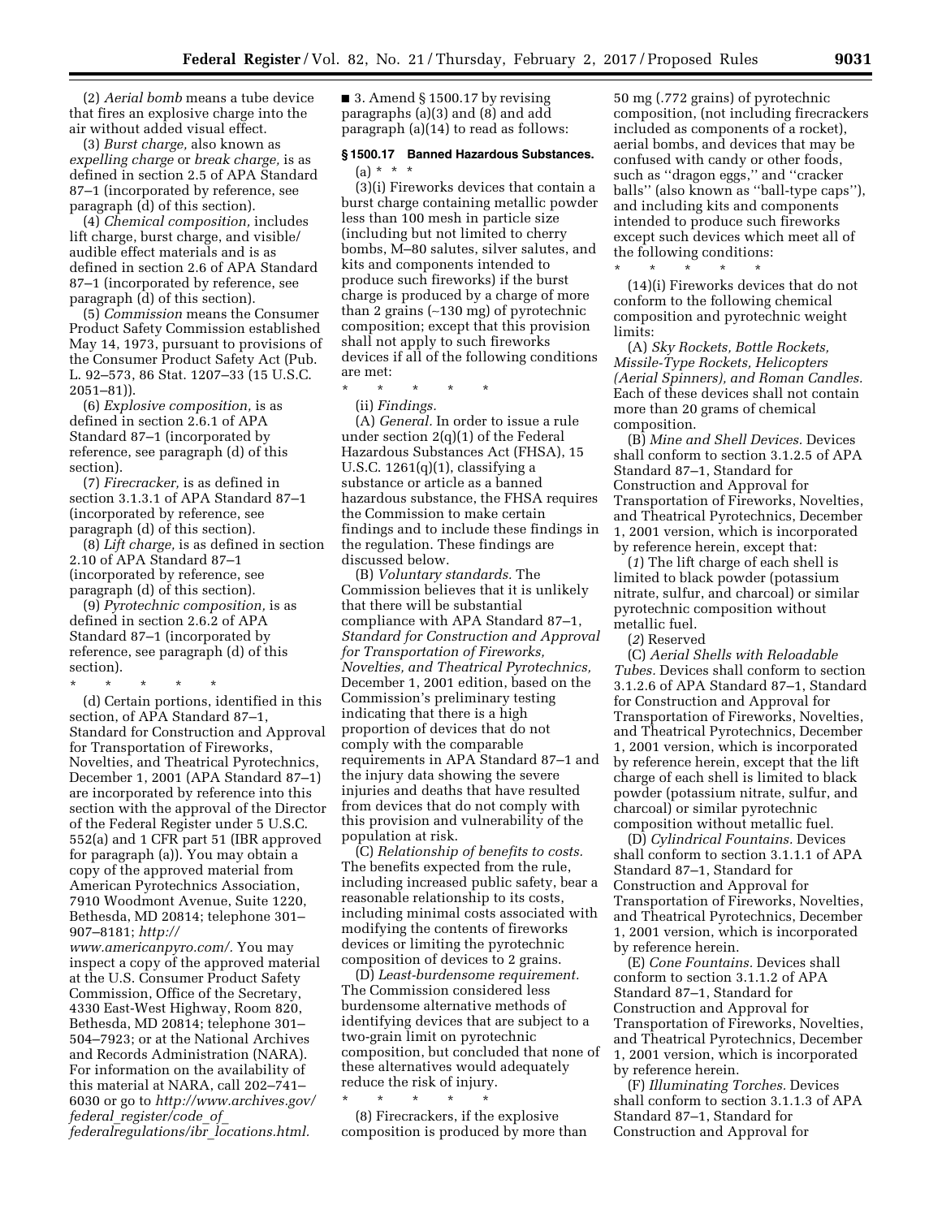(2) *Aerial bomb* means a tube device that fires an explosive charge into the air without added visual effect.

(3) *Burst charge,* also known as *expelling charge* or *break charge,* is as defined in section 2.5 of APA Standard 87–1 (incorporated by reference, see paragraph (d) of this section).

(4) *Chemical composition,* includes lift charge, burst charge, and visible/audible effect materials and is as defined in section 2.6 of APA Standard 87–1 (incorporated by reference, see paragraph (d) of this section).

(5) *Commission* means the Consumer Product Safety Commission established May 14, 1973, pursuant to provisions of the Consumer Product Safety Act (Pub. L. 92–573, 86 Stat. 1207–33 (15 U.S.C. 2051–81)).

(6) *Explosive composition,* is as defined in section 2.6.1 of APA Standard 87–1 (incorporated by reference, see paragraph (d) of this section).

(7) *Firecracker,* is as defined in section 3.1.3.1 of APA Standard 87–1 (incorporated by reference, see paragraph (d) of this section).

(8) *Lift charge,* is as defined in section 2.10 of APA Standard 87–1 (incorporated by reference, see paragraph (d) of this section).

(9) *Pyrotechnic composition,* is as defined in section 2.6.2 of APA Standard 87–1 (incorporated by reference, see paragraph (d) of this section).

\* \* \* \* \*

(d) Certain portions, identified in this section, of APA Standard 87–1, Standard for Construction and Approval for Transportation of Fireworks, Novelties, and Theatrical Pyrotechnics, December 1, 2001 (APA Standard 87–1) are incorporated by reference into this section with the approval of the Director of the Federal Register under 5 U.S.C. 552(a) and 1 CFR part 51 (IBR approved for paragraph (a)). You may obtain a copy of the approved material from American Pyrotechnics Association, 7910 Woodmont Avenue, Suite 1220, Bethesda, MD 20814; telephone 301–907–8181; *http://www.americanpyro.com/.* You may inspect a copy of the approved material at the U.S. Consumer Product Safety Commission, Office of the Secretary, 4330 East-West Highway, Room 820, Bethesda, MD 20814; telephone 301–504–7923; or at the National Archives and Records Administration (NARA). For information on the availability of this material at NARA, call 202–741–6030 or go to *http://www.archives.gov/federal_register/code_of_federalregulations/ibr_locations.html.*

■ 3. Amend § 1500.17 by revising paragraphs (a)(3) and (8) and add paragraph (a)(14) to read as follows:

**§ 1500.17 Banned Hazardous Substances.**

(a) \* \* \*

(3)(i) Fireworks devices that contain a burst charge containing metallic powder less than 100 mesh in particle size (including but not limited to cherry bombs, M–80 salutes, silver salutes, and kits and components intended to produce such fireworks) if the burst charge is produced by a charge of more than 2 grains (~130 mg) of pyrotechnic composition; except that this provision shall not apply to such fireworks devices if all of the following conditions are met:

\* \* \* \* \*

(ii) *Findings.*

(A) *General.* In order to issue a rule under section 2(q)(1) of the Federal Hazardous Substances Act (FHSA), 15 U.S.C. 1261(q)(1), classifying a substance or article as a banned hazardous substance, the FHSA requires the Commission to make certain findings and to include these findings in the regulation. These findings are discussed below.

(B) *Voluntary standards.* The Commission believes that it is unlikely that there will be substantial compliance with APA Standard 87–1, *Standard for Construction and Approval for Transportation of Fireworks, Novelties, and Theatrical Pyrotechnics,* December 1, 2001 edition, based on the Commission's preliminary testing indicating that there is a high proportion of devices that do not comply with the comparable requirements in APA Standard 87–1 and the injury data showing the severe injuries and deaths that have resulted from devices that do not comply with this provision and vulnerability of the population at risk.

(C) *Relationship of benefits to costs.* The benefits expected from the rule, including increased public safety, bear a reasonable relationship to its costs, including minimal costs associated with modifying the contents of fireworks devices or limiting the pyrotechnic composition of devices to 2 grains.

(D) *Least-burdensome requirement.* The Commission considered less burdensome alternative methods of identifying devices that are subject to a two-grain limit on pyrotechnic composition, but concluded that none of these alternatives would adequately reduce the risk of injury.

\* \* \* \* \*

(8) Firecrackers, if the explosive composition is produced by more than 50 mg (.772 grains) of pyrotechnic composition, (not including firecrackers included as components of a rocket), aerial bombs, and devices that may be confused with candy or other foods, such as "dragon eggs," and "cracker balls" (also known as "ball-type caps"), and including kits and components intended to produce such fireworks except such devices which meet all of the following conditions:

\* \* \* \* \*

(14)(i) Fireworks devices that do not conform to the following chemical composition and pyrotechnic weight limits:

(A) *Sky Rockets, Bottle Rockets, Missile-Type Rockets, Helicopters (Aerial Spinners), and Roman Candles.* Each of these devices shall not contain more than 20 grams of chemical composition.

(B) *Mine and Shell Devices.* Devices shall conform to section 3.1.2.5 of APA Standard 87–1, Standard for Construction and Approval for Transportation of Fireworks, Novelties, and Theatrical Pyrotechnics, December 1, 2001 version, which is incorporated by reference herein, except that:

(*1*) The lift charge of each shell is limited to black powder (potassium nitrate, sulfur, and charcoal) or similar pyrotechnic composition without metallic fuel.

(*2*) Reserved

(C) *Aerial Shells with Reloadable Tubes.* Devices shall conform to section 3.1.2.6 of APA Standard 87–1, Standard for Construction and Approval for Transportation of Fireworks, Novelties, and Theatrical Pyrotechnics, December 1, 2001 version, which is incorporated by reference herein, except that the lift charge of each shell is limited to black powder (potassium nitrate, sulfur, and charcoal) or similar pyrotechnic composition without metallic fuel.

(D) *Cylindrical Fountains.* Devices shall conform to section 3.1.1.1 of APA Standard 87–1, Standard for Construction and Approval for Transportation of Fireworks, Novelties, and Theatrical Pyrotechnics, December 1, 2001 version, which is incorporated by reference herein.

(E) *Cone Fountains.* Devices shall conform to section 3.1.1.2 of APA Standard 87–1, Standard for Construction and Approval for Transportation of Fireworks, Novelties, and Theatrical Pyrotechnics, December 1, 2001 version, which is incorporated by reference herein.

(F) *Illuminating Torches.* Devices shall conform to section 3.1.1.3 of APA Standard 87–1, Standard for Construction and Approval for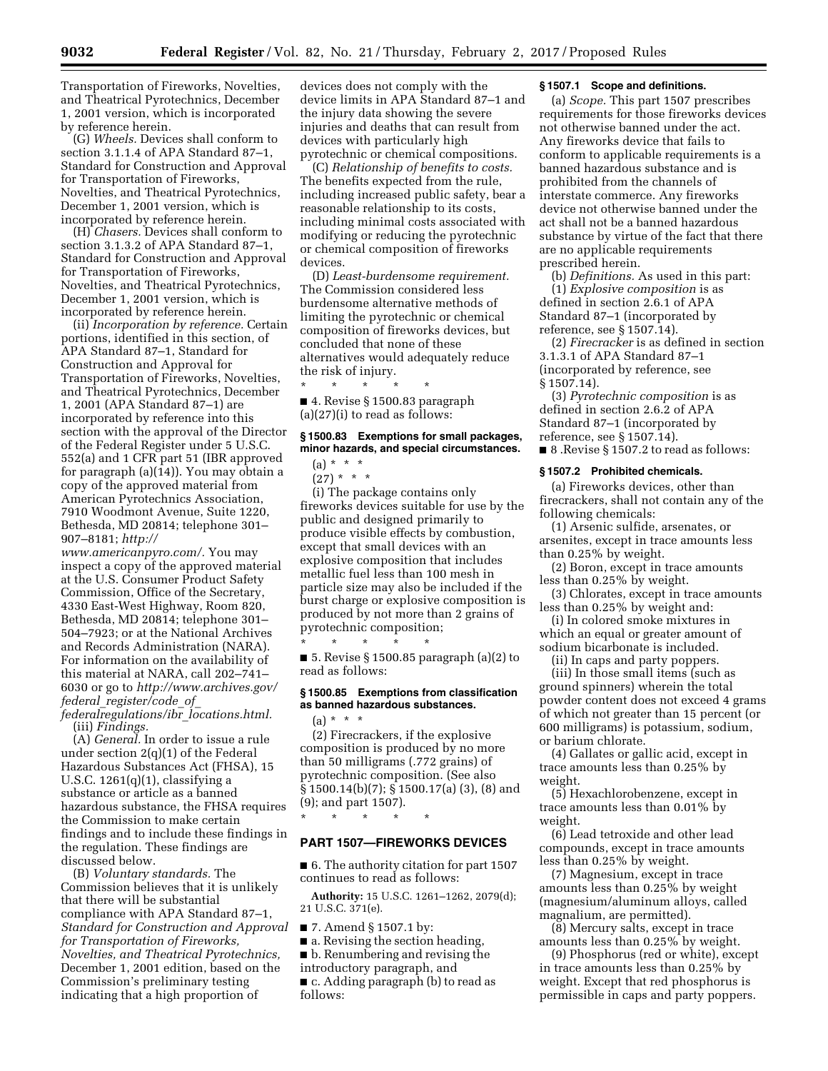Transportation of Fireworks, Novelties, and Theatrical Pyrotechnics, December 1, 2001 version, which is incorporated by reference herein.

(G) *Wheels.* Devices shall conform to section 3.1.1.4 of APA Standard 87–1, Standard for Construction and Approval for Transportation of Fireworks, Novelties, and Theatrical Pyrotechnics, December 1, 2001 version, which is incorporated by reference herein.

(H) *Chasers.* Devices shall conform to section 3.1.3.2 of APA Standard 87–1, Standard for Construction and Approval for Transportation of Fireworks, Novelties, and Theatrical Pyrotechnics, December 1, 2001 version, which is incorporated by reference herein.

(ii) *Incorporation by reference.* Certain portions, identified in this section, of APA Standard 87–1, Standard for Construction and Approval for Transportation of Fireworks, Novelties, and Theatrical Pyrotechnics, December 1, 2001 (APA Standard 87–1) are incorporated by reference into this section with the approval of the Director of the Federal Register under 5 U.S.C. 552(a) and 1 CFR part 51 (IBR approved for paragraph (a)(14)). You may obtain a copy of the approved material from American Pyrotechnics Association, 7910 Woodmont Avenue, Suite 1220, Bethesda, MD 20814; telephone 301–907–8181; *http://www.americanpyro.com/.* You may inspect a copy of the approved material at the U.S. Consumer Product Safety Commission, Office of the Secretary, 4330 East-West Highway, Room 820, Bethesda, MD 20814; telephone 301–504–7923; or at the National Archives and Records Administration (NARA). For information on the availability of this material at NARA, call 202–741–6030 or go to *http://www.archives.gov/federal_register/code_of_federalregulations/ibr_locations.html.*

(iii) *Findings.*

(A) *General.* In order to issue a rule under section 2(q)(1) of the Federal Hazardous Substances Act (FHSA), 15 U.S.C. 1261(q)(1), classifying a substance or article as a banned hazardous substance, the FHSA requires the Commission to make certain findings and to include these findings in the regulation. These findings are discussed below.

(B) *Voluntary standards.* The Commission believes that it is unlikely that there will be substantial compliance with APA Standard 87–1, *Standard for Construction and Approval for Transportation of Fireworks, Novelties, and Theatrical Pyrotechnics,* December 1, 2001 edition, based on the Commission's preliminary testing indicating that a high proportion of devices does not comply with the device limits in APA Standard 87–1 and the injury data showing the severe injuries and deaths that can result from devices with particularly high pyrotechnic or chemical compositions.

(C) *Relationship of benefits to costs.* The benefits expected from the rule, including increased public safety, bear a reasonable relationship to its costs, including minimal costs associated with modifying or reducing the pyrotechnic or chemical composition of fireworks devices.

(D) *Least-burdensome requirement.* The Commission considered less burdensome alternative methods of limiting the pyrotechnic or chemical composition of fireworks devices, but concluded that none of these alternatives would adequately reduce the risk of injury.

\* \* \* \* \*

■ 4. Revise § 1500.83 paragraph (a)(27)(i) to read as follows:

**§ 1500.83 Exemptions for small packages, minor hazards, and special circumstances.**

(a) \* \* \*

(27) \* \* \*

(i) The package contains only fireworks devices suitable for use by the public and designed primarily to produce visible effects by combustion, except that small devices with an explosive composition that includes metallic fuel less than 100 mesh in particle size may also be included if the burst charge or explosive composition is produced by not more than 2 grains of pyrotechnic composition;

\* \* \* \* \*

■ 5. Revise § 1500.85 paragraph (a)(2) to read as follows:

**§ 1500.85 Exemptions from classification as banned hazardous substances.**

(a) \* \* \*

(2) Firecrackers, if the explosive composition is produced by no more than 50 milligrams (.772 grains) of pyrotechnic composition. (See also § 1500.14(b)(7); § 1500.17(a) (3), (8) and (9); and part 1507).

\* \* \* \* \*

## PART 1507—FIREWORKS DEVICES

■ 6. The authority citation for part 1507 continues to read as follows:

**Authority:** 15 U.S.C. 1261–1262, 2079(d); 21 U.S.C. 371(e).

■ 7. Amend § 1507.1 by:

■ a. Revising the section heading,

■ b. Renumbering and revising the introductory paragraph, and

■ c. Adding paragraph (b) to read as follows:

**§ 1507.1 Scope and definitions.**

(a) *Scope.* This part 1507 prescribes requirements for those fireworks devices not otherwise banned under the act. Any fireworks device that fails to conform to applicable requirements is a banned hazardous substance and is prohibited from the channels of interstate commerce. Any fireworks device not otherwise banned under the act shall not be a banned hazardous substance by virtue of the fact that there are no applicable requirements prescribed herein.

(b) *Definitions.* As used in this part:

(1) *Explosive composition* is as defined in section 2.6.1 of APA Standard 87–1 (incorporated by reference, see § 1507.14).

(2) *Firecracker* is as defined in section 3.1.3.1 of APA Standard 87–1 (incorporated by reference, see § 1507.14).

(3) *Pyrotechnic composition* is as defined in section 2.6.2 of APA Standard 87–1 (incorporated by reference, see § 1507.14).

■ 8 .Revise § 1507.2 to read as follows:

**§ 1507.2 Prohibited chemicals.**

(a) Fireworks devices, other than firecrackers, shall not contain any of the following chemicals:

(1) Arsenic sulfide, arsenates, or arsenites, except in trace amounts less than 0.25% by weight.

(2) Boron, except in trace amounts less than 0.25% by weight.

(3) Chlorates, except in trace amounts less than 0.25% by weight and:

(i) In colored smoke mixtures in which an equal or greater amount of sodium bicarbonate is included.

(ii) In caps and party poppers.

(iii) In those small items (such as ground spinners) wherein the total powder content does not exceed 4 grams of which not greater than 15 percent (or 600 milligrams) is potassium, sodium, or barium chlorate.

(4) Gallates or gallic acid, except in trace amounts less than 0.25% by weight.

(5) Hexachlorobenzene, except in trace amounts less than 0.01% by weight.

(6) Lead tetroxide and other lead compounds, except in trace amounts less than 0.25% by weight.

(7) Magnesium, except in trace amounts less than 0.25% by weight (magnesium/aluminum alloys, called magnalium, are permitted).

(8) Mercury salts, except in trace amounts less than 0.25% by weight.

(9) Phosphorus (red or white), except in trace amounts less than 0.25% by weight. Except that red phosphorus is permissible in caps and party poppers.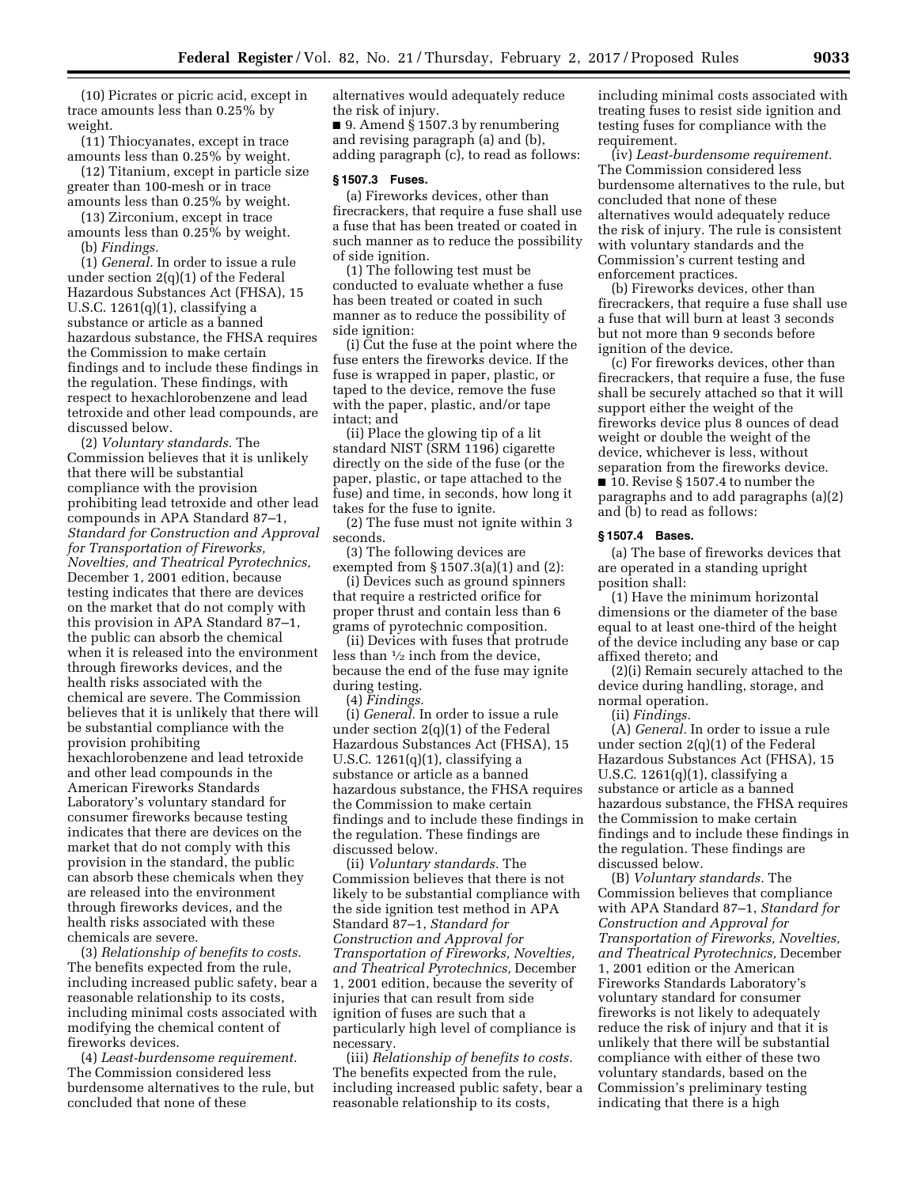(10) Picrates or picric acid, except in trace amounts less than 0.25% by weight.

(11) Thiocyanates, except in trace amounts less than 0.25% by weight.

(12) Titanium, except in particle size greater than 100-mesh or in trace amounts less than 0.25% by weight.

(13) Zirconium, except in trace amounts less than 0.25% by weight.

(b) *Findings.*

(1) *General.* In order to issue a rule under section 2(q)(1) of the Federal Hazardous Substances Act (FHSA), 15 U.S.C. 1261(q)(1), classifying a substance or article as a banned hazardous substance, the FHSA requires the Commission to make certain findings and to include these findings in the regulation. These findings, with respect to hexachlorobenzene and lead tetroxide and other lead compounds, are discussed below.

(2) *Voluntary standards.* The Commission believes that it is unlikely that there will be substantial compliance with the provision prohibiting lead tetroxide and other lead compounds in APA Standard 87–1, *Standard for Construction and Approval for Transportation of Fireworks, Novelties, and Theatrical Pyrotechnics,* December 1, 2001 edition, because testing indicates that there are devices on the market that do not comply with this provision in APA Standard 87–1, the public can absorb the chemical when it is released into the environment through fireworks devices, and the health risks associated with the chemical are severe. The Commission believes that it is unlikely that there will be substantial compliance with the provision prohibiting hexachlorobenzene and lead tetroxide and other lead compounds in the American Fireworks Standards Laboratory's voluntary standard for consumer fireworks because testing indicates that there are devices on the market that do not comply with this provision in the standard, the public can absorb these chemicals when they are released into the environment through fireworks devices, and the health risks associated with these chemicals are severe.

(3) *Relationship of benefits to costs.* The benefits expected from the rule, including increased public safety, bear a reasonable relationship to its costs, including minimal costs associated with modifying the chemical content of fireworks devices.

(4) *Least-burdensome requirement.* The Commission considered less burdensome alternatives to the rule, but concluded that none of these alternatives would adequately reduce the risk of injury.

■ 9. Amend § 1507.3 by renumbering and revising paragraph (a) and (b), adding paragraph (c), to read as follows:

**§ 1507.3 Fuses.**

(a) Fireworks devices, other than firecrackers, that require a fuse shall use a fuse that has been treated or coated in such manner as to reduce the possibility of side ignition.

(1) The following test must be conducted to evaluate whether a fuse has been treated or coated in such manner as to reduce the possibility of side ignition:

(i) Cut the fuse at the point where the fuse enters the fireworks device. If the fuse is wrapped in paper, plastic, or taped to the device, remove the fuse with the paper, plastic, and/or tape intact; and

(ii) Place the glowing tip of a lit standard NIST (SRM 1196) cigarette directly on the side of the fuse (or the paper, plastic, or tape attached to the fuse) and time, in seconds, how long it takes for the fuse to ignite.

(2) The fuse must not ignite within 3 seconds.

(3) The following devices are exempted from § 1507.3(a)(1) and (2):

(i) Devices such as ground spinners that require a restricted orifice for proper thrust and contain less than 6 grams of pyrotechnic composition.

(ii) Devices with fuses that protrude less than ½ inch from the device, because the end of the fuse may ignite during testing.

(4) *Findings.*

(i) *General.* In order to issue a rule under section 2(q)(1) of the Federal Hazardous Substances Act (FHSA), 15 U.S.C. 1261(q)(1), classifying a substance or article as a banned hazardous substance, the FHSA requires the Commission to make certain findings and to include these findings in the regulation. These findings are discussed below.

(ii) *Voluntary standards.* The Commission believes that there is not likely to be substantial compliance with the side ignition test method in APA Standard 87–1, *Standard for Construction and Approval for Transportation of Fireworks, Novelties, and Theatrical Pyrotechnics,* December 1, 2001 edition, because the severity of injuries that can result from side ignition of fuses are such that a particularly high level of compliance is necessary.

(iii) *Relationship of benefits to costs.* The benefits expected from the rule, including increased public safety, bear a reasonable relationship to its costs, including minimal costs associated with treating fuses to resist side ignition and testing fuses for compliance with the requirement.

(iv) *Least-burdensome requirement.* The Commission considered less burdensome alternatives to the rule, but concluded that none of these alternatives would adequately reduce the risk of injury. The rule is consistent with voluntary standards and the Commission's current testing and enforcement practices.

(b) Fireworks devices, other than firecrackers, that require a fuse shall use a fuse that will burn at least 3 seconds but not more than 9 seconds before ignition of the device.

(c) For fireworks devices, other than firecrackers, that require a fuse, the fuse shall be securely attached so that it will support either the weight of the fireworks device plus 8 ounces of dead weight or double the weight of the device, whichever is less, without separation from the fireworks device.

■ 10. Revise § 1507.4 to number the paragraphs and to add paragraphs (a)(2) and (b) to read as follows:

**§ 1507.4 Bases.**

(a) The base of fireworks devices that are operated in a standing upright position shall:

(1) Have the minimum horizontal dimensions or the diameter of the base equal to at least one-third of the height of the device including any base or cap affixed thereto; and

(2)(i) Remain securely attached to the device during handling, storage, and normal operation.

(ii) *Findings.*

(A) *General.* In order to issue a rule under section 2(q)(1) of the Federal Hazardous Substances Act (FHSA), 15 U.S.C. 1261(q)(1), classifying a substance or article as a banned hazardous substance, the FHSA requires the Commission to make certain findings and to include these findings in the regulation. These findings are discussed below.

(B) *Voluntary standards.* The Commission believes that compliance with APA Standard 87–1, *Standard for Construction and Approval for Transportation of Fireworks, Novelties, and Theatrical Pyrotechnics,* December 1, 2001 edition or the American Fireworks Standards Laboratory's voluntary standard for consumer fireworks is not likely to adequately reduce the risk of injury and that it is unlikely that there will be substantial compliance with either of these two voluntary standards, based on the Commission's preliminary testing indicating that there is a high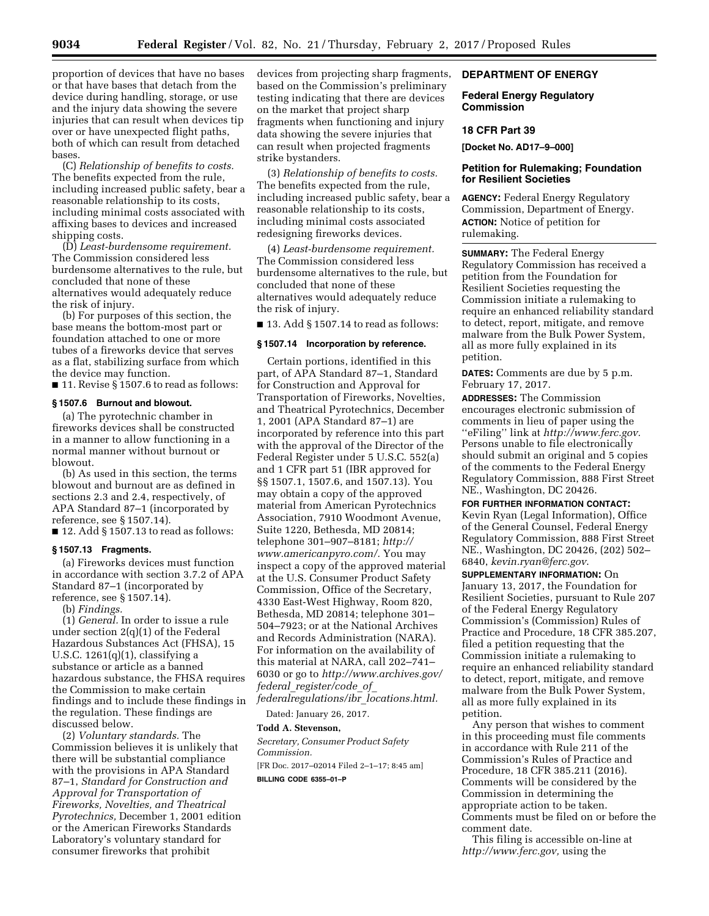proportion of devices that have no bases or that have bases that detach from the device during handling, storage, or use and the injury data showing the severe injuries that can result when devices tip over or have unexpected flight paths, both of which can result from detached bases.

(C) *Relationship of benefits to costs.* The benefits expected from the rule, including increased public safety, bear a reasonable relationship to its costs, including minimal costs associated with affixing bases to devices and increased shipping costs.

(D) *Least-burdensome requirement.* The Commission considered less burdensome alternatives to the rule, but concluded that none of these alternatives would adequately reduce the risk of injury.

(b) For purposes of this section, the base means the bottom-most part or foundation attached to one or more tubes of a fireworks device that serves as a flat, stabilizing surface from which the device may function.

■ 11. Revise § 1507.6 to read as follows:

### § 1507.6 Burnout and blowout.

(a) The pyrotechnic chamber in fireworks devices shall be constructed in a manner to allow functioning in a normal manner without burnout or blowout.

(b) As used in this section, the terms blowout and burnout are as defined in sections 2.3 and 2.4, respectively, of APA Standard 87–1 (incorporated by reference, see § 1507.14).

■ 12. Add § 1507.13 to read as follows:

### § 1507.13 Fragments.

(a) Fireworks devices must function in accordance with section 3.7.2 of APA Standard 87–1 (incorporated by reference, see § 1507.14).

(b) *Findings.*

(1) *General.* In order to issue a rule under section 2(q)(1) of the Federal Hazardous Substances Act (FHSA), 15 U.S.C. 1261(q)(1), classifying a substance or article as a banned hazardous substance, the FHSA requires the Commission to make certain findings and to include these findings in the regulation. These findings are discussed below.

(2) *Voluntary standards.* The Commission believes it is unlikely that there will be substantial compliance with the provisions in APA Standard 87–1, *Standard for Construction and Approval for Transportation of Fireworks, Novelties, and Theatrical Pyrotechnics,* December 1, 2001 edition or the American Fireworks Standards Laboratory's voluntary standard for consumer fireworks that prohibit devices from projecting sharp fragments, based on the Commission's preliminary testing indicating that there are devices on the market that project sharp fragments when functioning and injury data showing the severe injuries that can result when projected fragments strike bystanders.

(3) *Relationship of benefits to costs.* The benefits expected from the rule, including increased public safety, bear a reasonable relationship to its costs, including minimal costs associated redesigning fireworks devices.

(4) *Least-burdensome requirement.* The Commission considered less burdensome alternatives to the rule, but concluded that none of these alternatives would adequately reduce the risk of injury.

■ 13. Add § 1507.14 to read as follows:

### § 1507.14 Incorporation by reference.

Certain portions, identified in this part, of APA Standard 87–1, Standard for Construction and Approval for Transportation of Fireworks, Novelties, and Theatrical Pyrotechnics, December 1, 2001 (APA Standard 87–1) are incorporated by reference into this part with the approval of the Director of the Federal Register under 5 U.S.C. 552(a) and 1 CFR part 51 (IBR approved for §§ 1507.1, 1507.6, and 1507.13). You may obtain a copy of the approved material from American Pyrotechnics Association, 7910 Woodmont Avenue, Suite 1220, Bethesda, MD 20814; telephone 301–907–8181; *http://www.americanpyro.com/.* You may inspect a copy of the approved material at the U.S. Consumer Product Safety Commission, Office of the Secretary, 4330 East-West Highway, Room 820, Bethesda, MD 20814; telephone 301–504–7923; or at the National Archives and Records Administration (NARA). For information on the availability of this material at NARA, call 202–741–6030 or go to *http://www.archives.gov/federal_register/code_of_federalregulations/ibr_locations.html.*

Dated: January 26, 2017.

**Todd A. Stevenson,**

*Secretary, Consumer Product Safety Commission.*

[FR Doc. 2017–02014 Filed 2–1–17; 8:45 am]

**BILLING CODE 6355–01–P**

## DEPARTMENT OF ENERGY

### Federal Energy Regulatory Commission

### 18 CFR Part 39

**[Docket No. AD17–9–000]**

### Petition for Rulemaking; Foundation for Resilient Societies

**AGENCY:** Federal Energy Regulatory Commission, Department of Energy.

**ACTION:** Notice of petition for rulemaking.

**SUMMARY:** The Federal Energy Regulatory Commission has received a petition from the Foundation for Resilient Societies requesting the Commission initiate a rulemaking to require an enhanced reliability standard to detect, report, mitigate, and remove malware from the Bulk Power System, all as more fully explained in its petition.

**DATES:** Comments are due by 5 p.m. February 17, 2017.

**ADDRESSES:** The Commission encourages electronic submission of comments in lieu of paper using the ''eFiling'' link at *http://www.ferc.gov.* Persons unable to file electronically should submit an original and 5 copies of the comments to the Federal Energy Regulatory Commission, 888 First Street NE., Washington, DC 20426.

**FOR FURTHER INFORMATION CONTACT:** Kevin Ryan (Legal Information), Office of the General Counsel, Federal Energy Regulatory Commission, 888 First Street NE., Washington, DC 20426, (202) 502–6840, *kevin.ryan@ferc.gov.*

**SUPPLEMENTARY INFORMATION:** On January 13, 2017, the Foundation for Resilient Societies, pursuant to Rule 207 of the Federal Energy Regulatory Commission's (Commission) Rules of Practice and Procedure, 18 CFR 385.207, filed a petition requesting that the Commission initiate a rulemaking to require an enhanced reliability standard to detect, report, mitigate, and remove malware from the Bulk Power System, all as more fully explained in its petition.

Any person that wishes to comment in this proceeding must file comments in accordance with Rule 211 of the Commission's Rules of Practice and Procedure, 18 CFR 385.211 (2016). Comments will be considered by the Commission in determining the appropriate action to be taken. Comments must be filed on or before the comment date.

This filing is accessible on-line at *http://www.ferc.gov,* using the